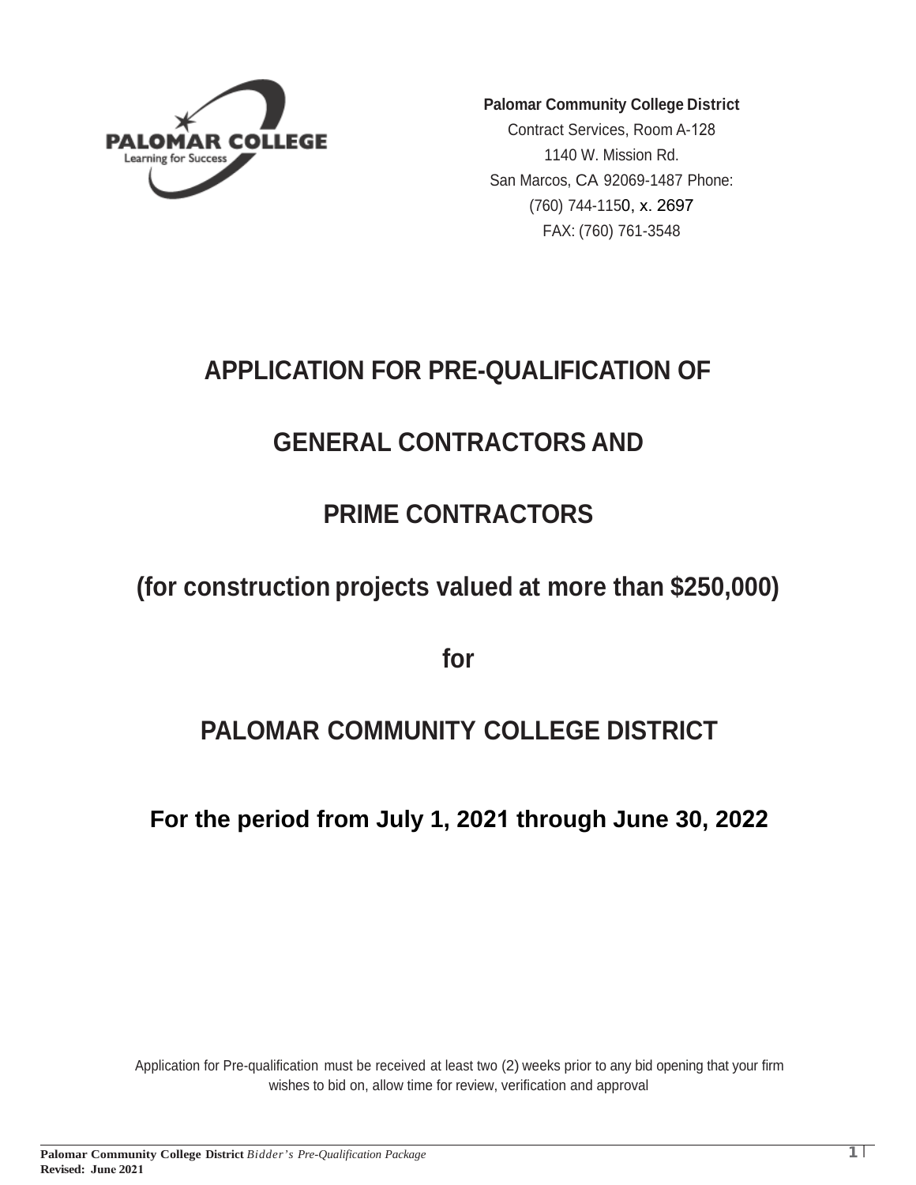**Palomar Community College District**
Contract Services, Room A-128
1140 W. Mission Rd.
San Marcos, CA 92069-1487 Phone:
(760) 744-1150, x. 2697
FAX: (760) 761-3548

# APPLICATION FOR PRE-QUALIFICATION OF

# GENERAL CONTRACTORS AND

# PRIME CONTRACTORS

## (for construction projects valued at more than $250,000)

## for

# PALOMAR COMMUNITY COLLEGE DISTRICT

## For the period from July 1, 2021 through June 30, 2022

Application for Pre-qualification must be received at least two (2) weeks prior to any bid opening that your firm wishes to bid on, allow time for review, verification and approval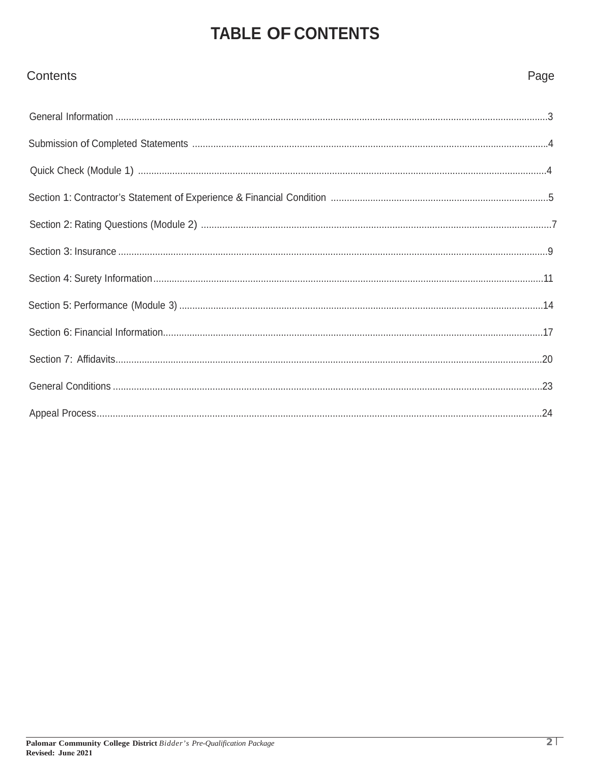# TABLE OF CONTENTS

| Contents | Page |
| --- | --- |
| General Information | 3 |
| Submission of Completed Statements | 4 |
| Quick Check (Module 1) | 4 |
| Section 1: Contractor's Statement of Experience & Financial Condition | 5 |
| Section 2: Rating Questions (Module 2) | 7 |
| Section 3: Insurance | 9 |
| Section 4: Surety Information | 11 |
| Section 5: Performance (Module 3) | 14 |
| Section 6: Financial Information | 17 |
| Section 7: Affidavits | 20 |
| General Conditions | 23 |
| Appeal Process | 24 |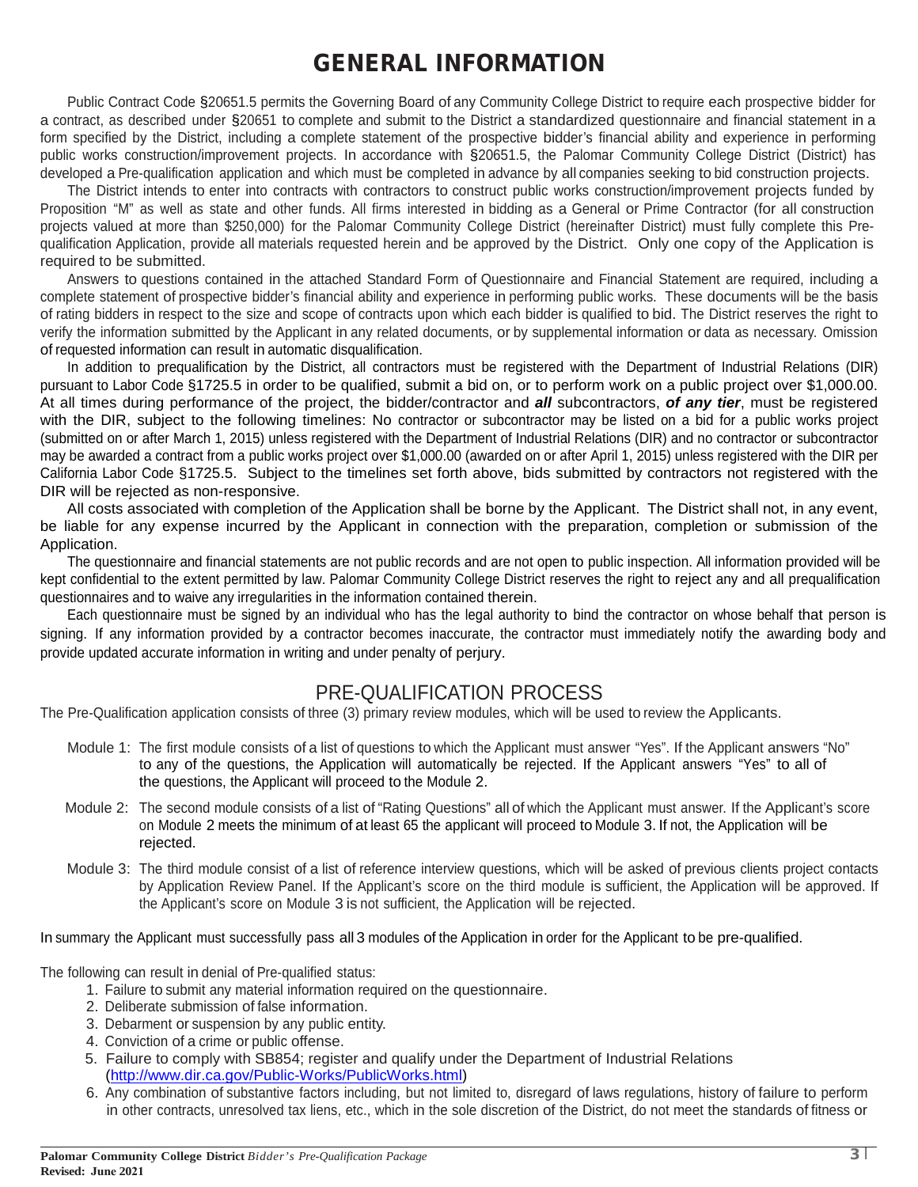# GENERAL INFORMATION

Public Contract Code §20651.5 permits the Governing Board of any Community College District to require each prospective bidder for a contract, as described under §20651 to complete and submit to the District a standardized questionnaire and financial statement in a form specified by the District, including a complete statement of the prospective bidder's financial ability and experience in performing public works construction/improvement projects. In accordance with §20651.5, the Palomar Community College District (District) has developed a Pre-qualification application and which must be completed in advance by all companies seeking to bid construction projects.

The District intends to enter into contracts with contractors to construct public works construction/improvement projects funded by Proposition "M" as well as state and other funds. All firms interested in bidding as a General or Prime Contractor (for all construction projects valued at more than $250,000) for the Palomar Community College District (hereinafter District) must fully complete this Pre-qualification Application, provide all materials requested herein and be approved by the District. Only one copy of the Application is required to be submitted.

Answers to questions contained in the attached Standard Form of Questionnaire and Financial Statement are required, including a complete statement of prospective bidder's financial ability and experience in performing public works. These documents will be the basis of rating bidders in respect to the size and scope of contracts upon which each bidder is qualified to bid. The District reserves the right to verify the information submitted by the Applicant in any related documents, or by supplemental information or data as necessary. Omission of requested information can result in automatic disqualification.

In addition to prequalification by the District, all contractors must be registered with the Department of Industrial Relations (DIR) pursuant to Labor Code §1725.5 in order to be qualified, submit a bid on, or to perform work on a public project over $1,000.00. At all times during performance of the project, the bidder/contractor and ***all*** subcontractors, ***of any tier***, must be registered with the DIR, subject to the following timelines: No contractor or subcontractor may be listed on a bid for a public works project (submitted on or after March 1, 2015) unless registered with the Department of Industrial Relations (DIR) and no contractor or subcontractor may be awarded a contract from a public works project over $1,000.00 (awarded on or after April 1, 2015) unless registered with the DIR per California Labor Code §1725.5. Subject to the timelines set forth above, bids submitted by contractors not registered with the DIR will be rejected as non-responsive.

All costs associated with completion of the Application shall be borne by the Applicant. The District shall not, in any event, be liable for any expense incurred by the Applicant in connection with the preparation, completion or submission of the Application.

The questionnaire and financial statements are not public records and are not open to public inspection. All information provided will be kept confidential to the extent permitted by law. Palomar Community College District reserves the right to reject any and all prequalification questionnaires and to waive any irregularities in the information contained therein.

Each questionnaire must be signed by an individual who has the legal authority to bind the contractor on whose behalf that person is signing. If any information provided by a contractor becomes inaccurate, the contractor must immediately notify the awarding body and provide updated accurate information in writing and under penalty of perjury.

## PRE-QUALIFICATION PROCESS

The Pre-Qualification application consists of three (3) primary review modules, which will be used to review the Applicants.

Module 1: The first module consists of a list of questions to which the Applicant must answer "Yes". If the Applicant answers "No" to any of the questions, the Application will automatically be rejected. If the Applicant answers "Yes" to all of the questions, the Applicant will proceed to the Module 2.

Module 2: The second module consists of a list of "Rating Questions" all of which the Applicant must answer. If the Applicant's score on Module 2 meets the minimum of at least 65 the applicant will proceed to Module 3. If not, the Application will be rejected.

Module 3: The third module consist of a list of reference interview questions, which will be asked of previous clients project contacts by Application Review Panel. If the Applicant's score on the third module is sufficient, the Application will be approved. If the Applicant's score on Module 3 is not sufficient, the Application will be rejected.

In summary the Applicant must successfully pass all 3 modules of the Application in order for the Applicant to be pre-qualified.

The following can result in denial of Pre-qualified status:

1. Failure to submit any material information required on the questionnaire.
2. Deliberate submission of false information.
3. Debarment or suspension by any public entity.
4. Conviction of a crime or public offense.
5. Failure to comply with SB854; register and qualify under the Department of Industrial Relations (http://www.dir.ca.gov/Public-Works/PublicWorks.html)
6. Any combination of substantive factors including, but not limited to, disregard of laws regulations, history of failure to perform in other contracts, unresolved tax liens, etc., which in the sole discretion of the District, do not meet the standards of fitness or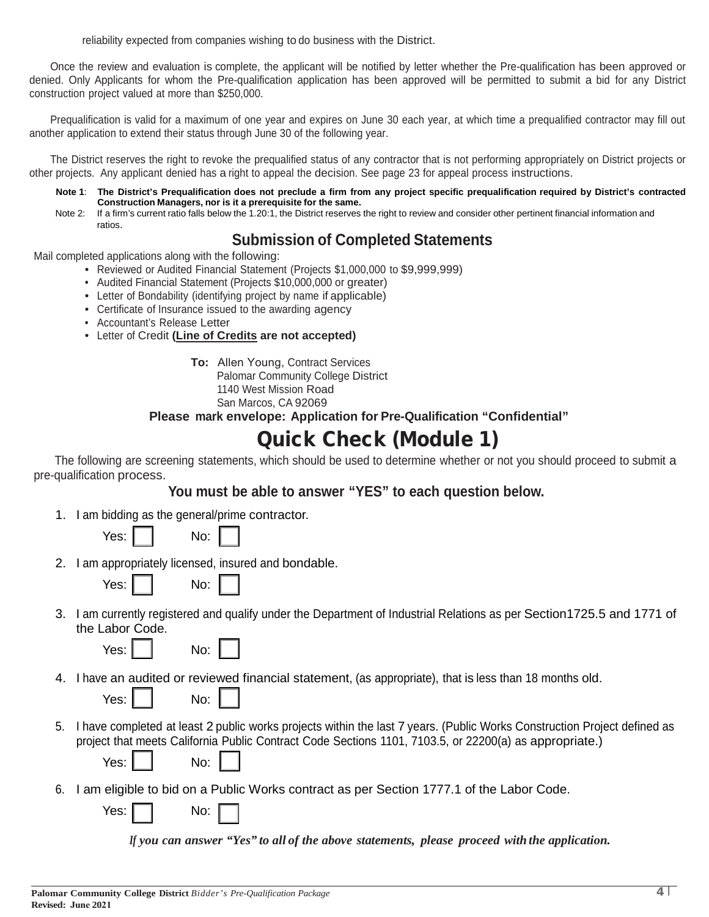reliability expected from companies wishing to do business with the District.

Once the review and evaluation is complete, the applicant will be notified by letter whether the Pre-qualification has been approved or denied. Only Applicants for whom the Pre-qualification application has been approved will be permitted to submit a bid for any District construction project valued at more than $250,000.

Prequalification is valid for a maximum of one year and expires on June 30 each year, at which time a prequalified contractor may fill out another application to extend their status through June 30 of the following year.

The District reserves the right to revoke the prequalified status of any contractor that is not performing appropriately on District projects or other projects. Any applicant denied has a right to appeal the decision. See page 23 for appeal process instructions.

**Note 1**: **The District's Prequalification does not preclude a firm from any project specific prequalification required by District's contracted Construction Managers, nor is it a prerequisite for the same.**

Note 2: If a firm's current ratio falls below the 1.20:1, the District reserves the right to review and consider other pertinent financial information and ratios.

## Submission of Completed Statements

Mail completed applications along with the following:

- Reviewed or Audited Financial Statement (Projects $1,000,000 to $9,999,999)
- Audited Financial Statement (Projects $10,000,000 or greater)
- Letter of Bondability (identifying project by name if applicable)
- Certificate of Insurance issued to the awarding agency
- Accountant's Release Letter
- Letter of Credit **(Line of Credits are not accepted)**

**To:** Allen Young, Contract Services
Palomar Community College District
1140 West Mission Road
San Marcos, CA 92069

**Please mark envelope: Application for Pre-Qualification "Confidential"**

# Quick Check (Module 1)

The following are screening statements, which should be used to determine whether or not you should proceed to submit a pre-qualification process.

**You must be able to answer "YES" to each question below.**

1. I am bidding as the general/prime contractor.

   Yes: ☐ No: ☐

2. I am appropriately licensed, insured and bondable.

   Yes: ☐ No: ☐

3. I am currently registered and qualify under the Department of Industrial Relations as per Section1725.5 and 1771 of the Labor Code.

   Yes: ☐ No: ☐

4. I have an audited or reviewed financial statement, (as appropriate), that is less than 18 months old.

   Yes: ☐ No: ☐

5. I have completed at least 2 public works projects within the last 7 years. (Public Works Construction Project defined as project that meets California Public Contract Code Sections 1101, 7103.5, or 22200(a) as appropriate.)

   Yes: ☐ No: ☐

6. I am eligible to bid on a Public Works contract as per Section 1777.1 of the Labor Code.

   Yes: ☐ No: ☐

***If you can answer "Yes" to all of the above statements, please proceed with the application.***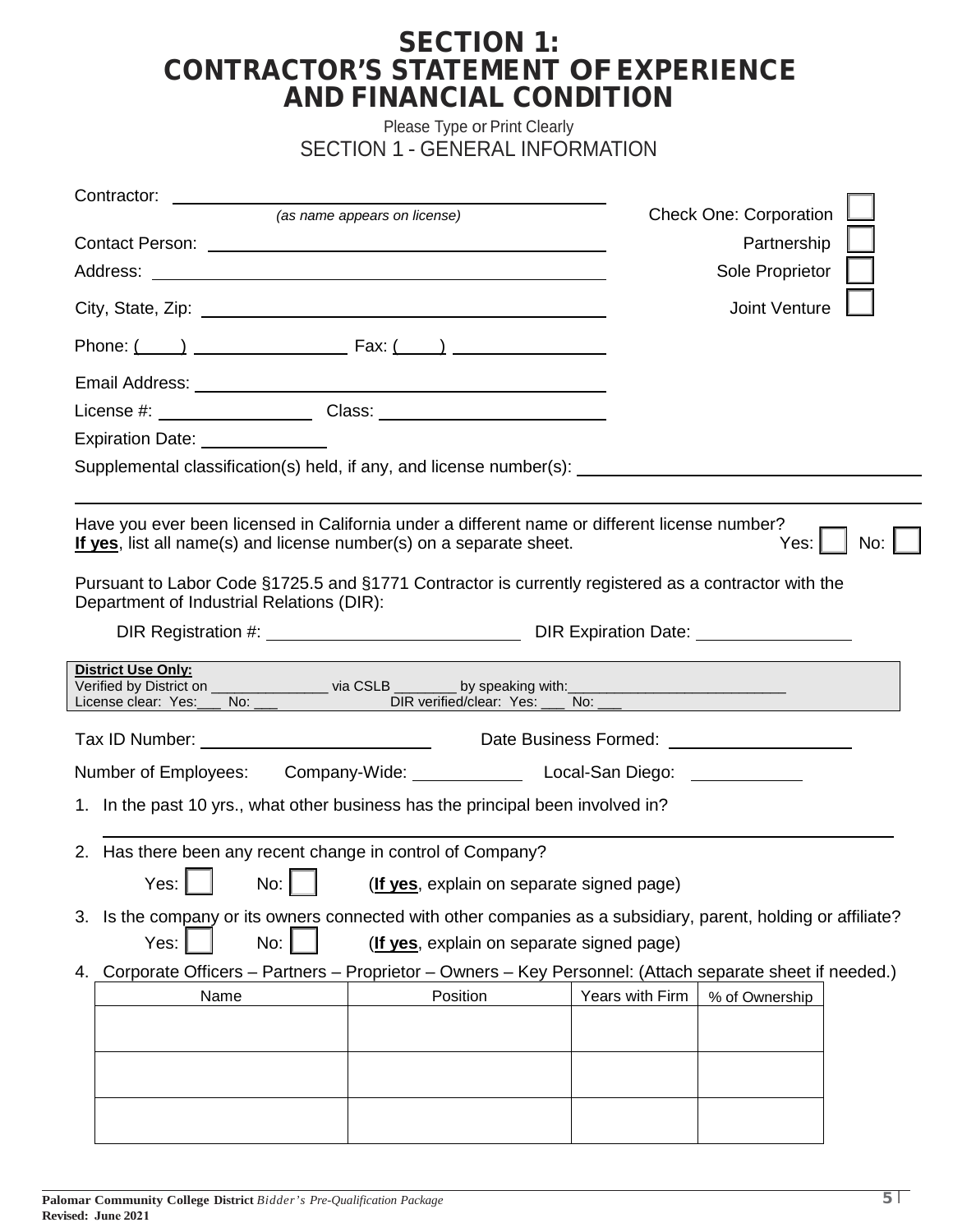# SECTION 1:
# CONTRACTOR'S STATEMENT OF EXPERIENCE AND FINANCIAL CONDITION

Please Type or Print Clearly

## SECTION 1 - GENERAL INFORMATION

Contractor: ______________________________________
*(as name appears on license)*

Check One: Corporation ☐ Partnership ☐ Sole Proprietor ☐ Joint Venture ☐

Contact Person: ______________________________________

Address: ______________________________________

City, State, Zip: ______________________________________

Phone: (____) ______________ Fax: (____) ______________

Email Address: ______________________________________

License #: ______________ Class: ______________________

Expiration Date: ____________

Supplemental classification(s) held, if any, and license number(s): ______________________________________

______________________________________________________________________________

Have you ever been licensed in California under a different name or different license number?
**If yes**, list all name(s) and license number(s) on a separate sheet. Yes: ☐ No: ☐

Pursuant to Labor Code §1725.5 and §1771 Contractor is currently registered as a contractor with the Department of Industrial Relations (DIR):

DIR Registration #: ______________________ DIR Expiration Date: ______________

**District Use Only:**
Verified by District on _______________ via CSLB ________ by speaking with:____________________________
License clear: Yes:___ No: ___ DIR verified/clear: Yes: ___ No: ___

Tax ID Number: ______________________ Date Business Formed: ________________

Number of Employees: Company-Wide: __________ Local-San Diego: __________

1. In the past 10 yrs., what other business has the principal been involved in?

   ______________________________________________________________________________

2. Has there been any recent change in control of Company?

   Yes: ☐ No: ☐ (**If yes**, explain on separate signed page)

3. Is the company or its owners connected with other companies as a subsidiary, parent, holding or affiliate?

   Yes: ☐ No: ☐ (**If yes**, explain on separate signed page)

4. Corporate Officers – Partners – Proprietor – Owners – Key Personnel: (Attach separate sheet if needed.)

| Name | Position | Years with Firm | % of Ownership |
|---|---|---|---|
| | | | |
| | | | |
| | | | |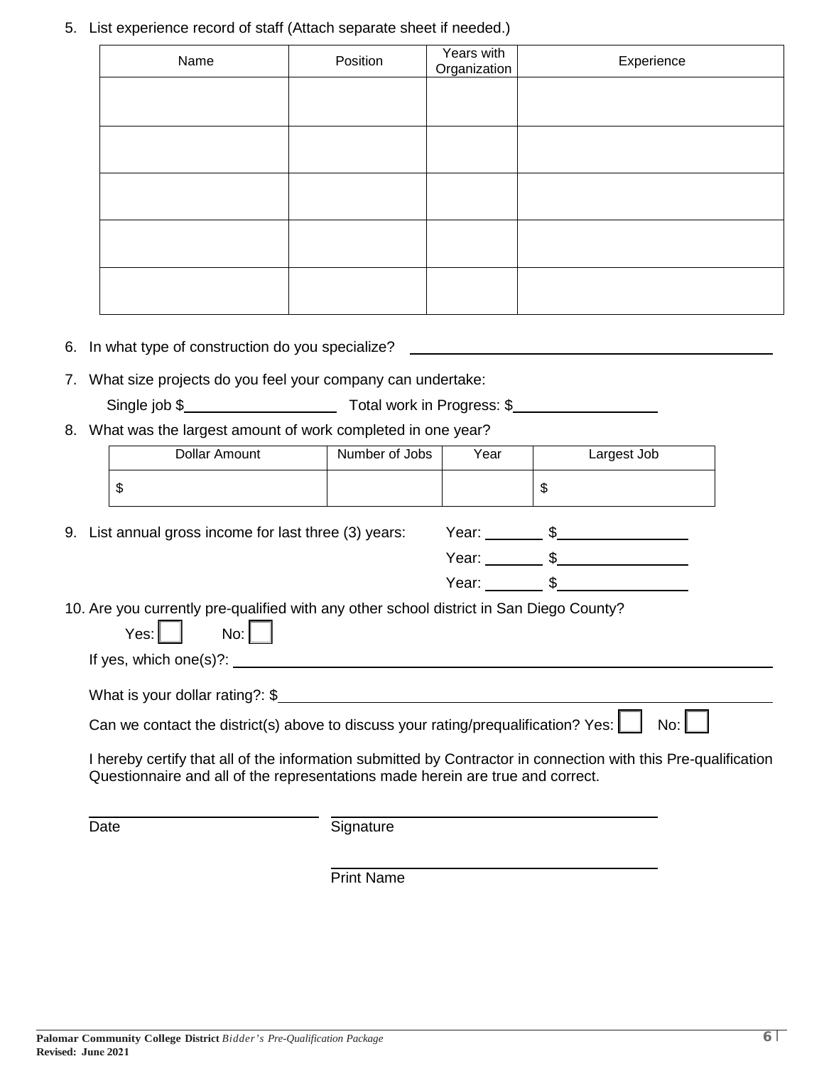5. List experience record of staff (Attach separate sheet if needed.)

| Name | Position | Years with Organization | Experience |
|---|---|---|---|
| | | | |
| | | | |
| | | | |
| | | | |
| | | | |

6. In what type of construction do you specialize? ______________________________

7. What size projects do you feel your company can undertake:

   Single job $__________________ Total work in Progress: $__________________

8. What was the largest amount of work completed in one year?

| Dollar Amount | Number of Jobs | Year | Largest Job |
|---|---|---|---|
| $ | | | $ |

9. List annual gross income for last three (3) years:
   Year: _______ $_______________
   Year: _______ $_______________
   Year: _______ $_______________

10. Are you currently pre-qualified with any other school district in San Diego County?

    Yes: ☐ No: ☐

    If yes, which one(s)?: ______________________________

    What is your dollar rating?: $______________________________

    Can we contact the district(s) above to discuss your rating/prequalification? Yes: ☐ No: ☐

    I hereby certify that all of the information submitted by Contractor in connection with this Pre-qualification Questionnaire and all of the representations made herein are true and correct.

    ______________________ ______________________
    Date Signature

    ______________________
    Print Name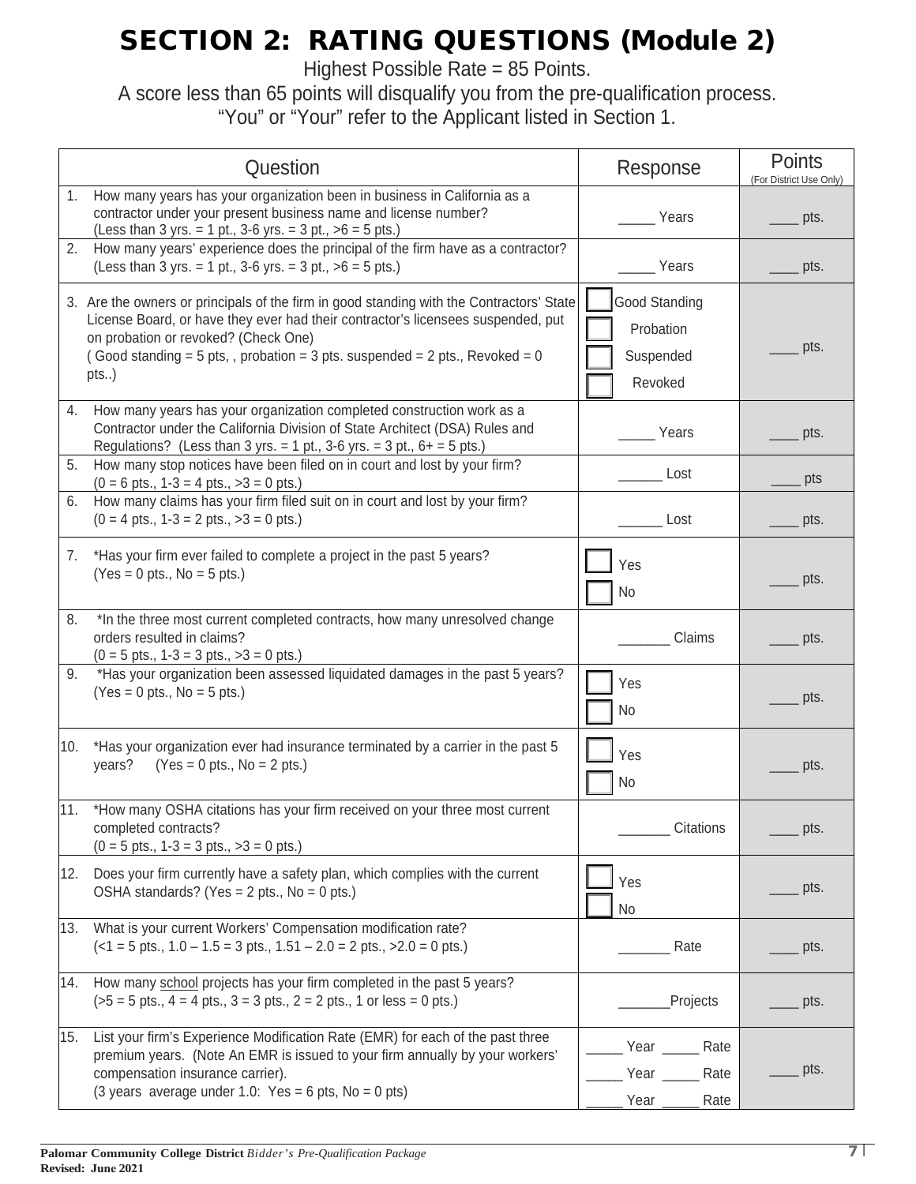# SECTION 2: RATING QUESTIONS (Module 2)

Highest Possible Rate = 85 Points.

A score less than 65 points will disqualify you from the pre-qualification process.

"You" or "Your" refer to the Applicant listed in Section 1.

| Question | Response | Points (For District Use Only) |
|---|---|---|
| 1. How many years has your organization been in business in California as a contractor under your present business name and license number? (Less than 3 yrs. = 1 pt., 3-6 yrs. = 3 pt., >6 = 5 pts.) | _____ Years | ____ pts. |
| 2. How many years' experience does the principal of the firm have as a contractor? (Less than 3 yrs. = 1 pt., 3-6 yrs. = 3 pt., >6 = 5 pts.) | _____ Years | ____ pts. |
| 3. Are the owners or principals of the firm in good standing with the Contractors' State License Board, or have they ever had their contractor's licensees suspended, put on probation or revoked? (Check One) ( Good standing = 5 pts, , probation = 3 pts. suspended = 2 pts., Revoked = 0 pts..) | ☐ Good Standing<br>☐ Probation<br>☐ Suspended<br>☐ Revoked | ____ pts. |
| 4. How many years has your organization completed construction work as a Contractor under the California Division of State Architect (DSA) Rules and Regulations? (Less than 3 yrs. = 1 pt., 3-6 yrs. = 3 pt., 6+ = 5 pts.) | _____ Years | ____ pts. |
| 5. How many stop notices have been filed on in court and lost by your firm? (0 = 6 pts., 1-3 = 4 pts., >3 = 0 pts.) | ______ Lost | ____ pts |
| 6. How many claims has your firm filed suit on in court and lost by your firm? (0 = 4 pts., 1-3 = 2 pts., >3 = 0 pts.) | ______ Lost | ____ pts. |
| 7. *Has your firm ever failed to complete a project in the past 5 years? (Yes = 0 pts., No = 5 pts.) | ☐ Yes<br>☐ No | ____ pts. |
| 8. *In the three most current completed contracts, how many unresolved change orders resulted in claims? (0 = 5 pts., 1-3 = 3 pts., >3 = 0 pts.) | _______ Claims | ____ pts. |
| 9. *Has your organization been assessed liquidated damages in the past 5 years? (Yes = 0 pts., No = 5 pts.) | ☐ Yes<br>☐ No | ____ pts. |
| 10. *Has your organization ever had insurance terminated by a carrier in the past 5 years? (Yes = 0 pts., No = 2 pts.) | ☐ Yes<br>☐ No | ____ pts. |
| 11. *How many OSHA citations has your firm received on your three most current completed contracts? (0 = 5 pts., 1-3 = 3 pts., >3 = 0 pts.) | _______ Citations | ____ pts. |
| 12. Does your firm currently have a safety plan, which complies with the current OSHA standards? (Yes = 2 pts., No = 0 pts.) | ☐ Yes<br>☐ No | ____ pts. |
| 13. What is your current Workers' Compensation modification rate? (<1 = 5 pts., 1.0 – 1.5 = 3 pts., 1.51 – 2.0 = 2 pts., >2.0 = 0 pts.) | _______ Rate | ____ pts. |
| 14. How many <u>school</u> projects has your firm completed in the past 5 years? (>5 = 5 pts., 4 = 4 pts., 3 = 3 pts., 2 = 2 pts., 1 or less = 0 pts.) | _______Projects | ____ pts. |
| 15. List your firm's Experience Modification Rate (EMR) for each of the past three premium years. (Note An EMR is issued to your firm annually by your workers' compensation insurance carrier). (3 years average under 1.0: Yes = 6 pts, No = 0 pts) | _____ Year _____ Rate<br>_____ Year _____ Rate<br>_____ Year _____ Rate | ____ pts. |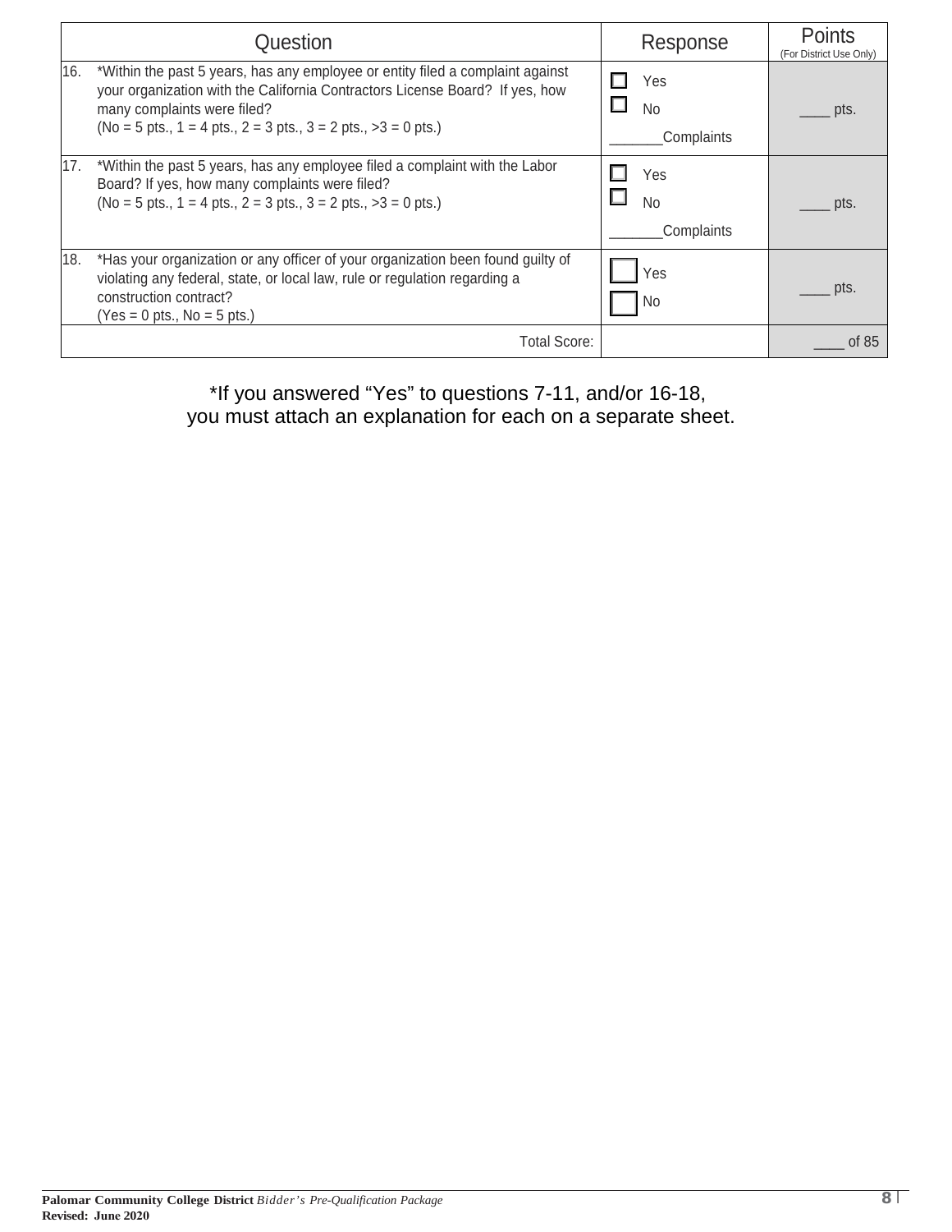| Question | Response | Points (For District Use Only) |
|---|---|---|
| 16. *Within the past 5 years, has any employee or entity filed a complaint against your organization with the California Contractors License Board? If yes, how many complaints were filed? (No = 5 pts., 1 = 4 pts., 2 = 3 pts., 3 = 2 pts., >3 = 0 pts.) | ☐ Yes ☐ No _______Complaints | ____ pts. |
| 17. *Within the past 5 years, has any employee filed a complaint with the Labor Board? If yes, how many complaints were filed? (No = 5 pts., 1 = 4 pts., 2 = 3 pts., 3 = 2 pts., >3 = 0 pts.) | ☐ Yes ☐ No _______Complaints | ____ pts. |
| 18. *Has your organization or any officer of your organization been found guilty of violating any federal, state, or local law, rule or regulation regarding a construction contract? (Yes = 0 pts., No = 5 pts.) | ☐ Yes ☐ No | ____ pts. |
| Total Score: | | ____ of 85 |

*If you answered "Yes" to questions 7-11, and/or 16-18, you must attach an explanation for each on a separate sheet.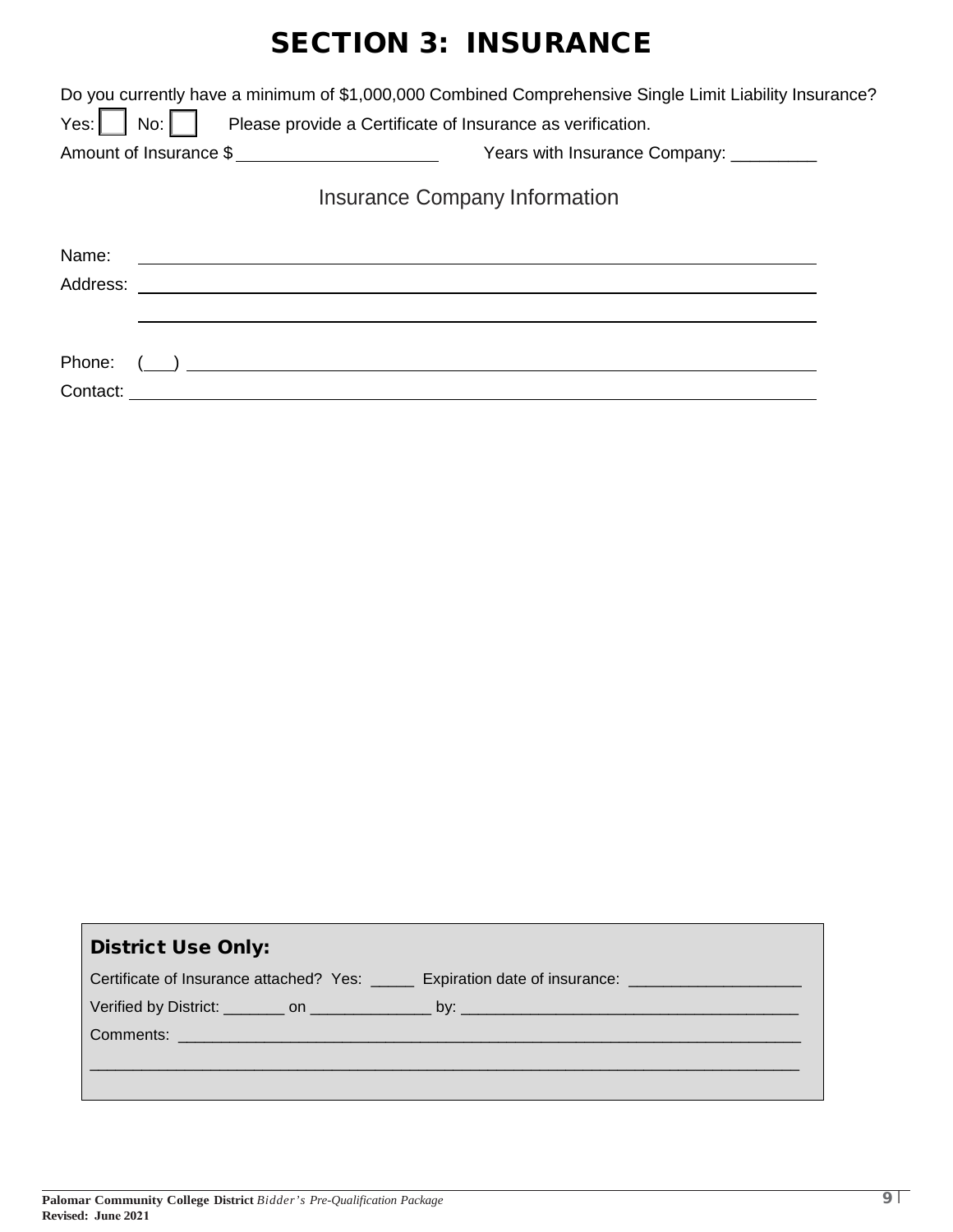# SECTION 3: INSURANCE

Do you currently have a minimum of $1,000,000 Combined Comprehensive Single Limit Liability Insurance?

Yes: ☐ No: ☐ Please provide a Certificate of Insurance as verification.

Amount of Insurance $ ______________________ Years with Insurance Company: _________

## Insurance Company Information

Name: ____________________________________________________________________________

Address: __________________________________________________________________________

__________________________________________________________________________

Phone: ( ___ ) ______________________________________________________________________

Contact: __________________________________________________________________________

**District Use Only:**

Certificate of Insurance attached? Yes: _____ Expiration date of insurance: ___________________

Verified by District: _______ on ______________ by: ______________________________________

Comments: ________________________________________________________________________

__________________________________________________________________________________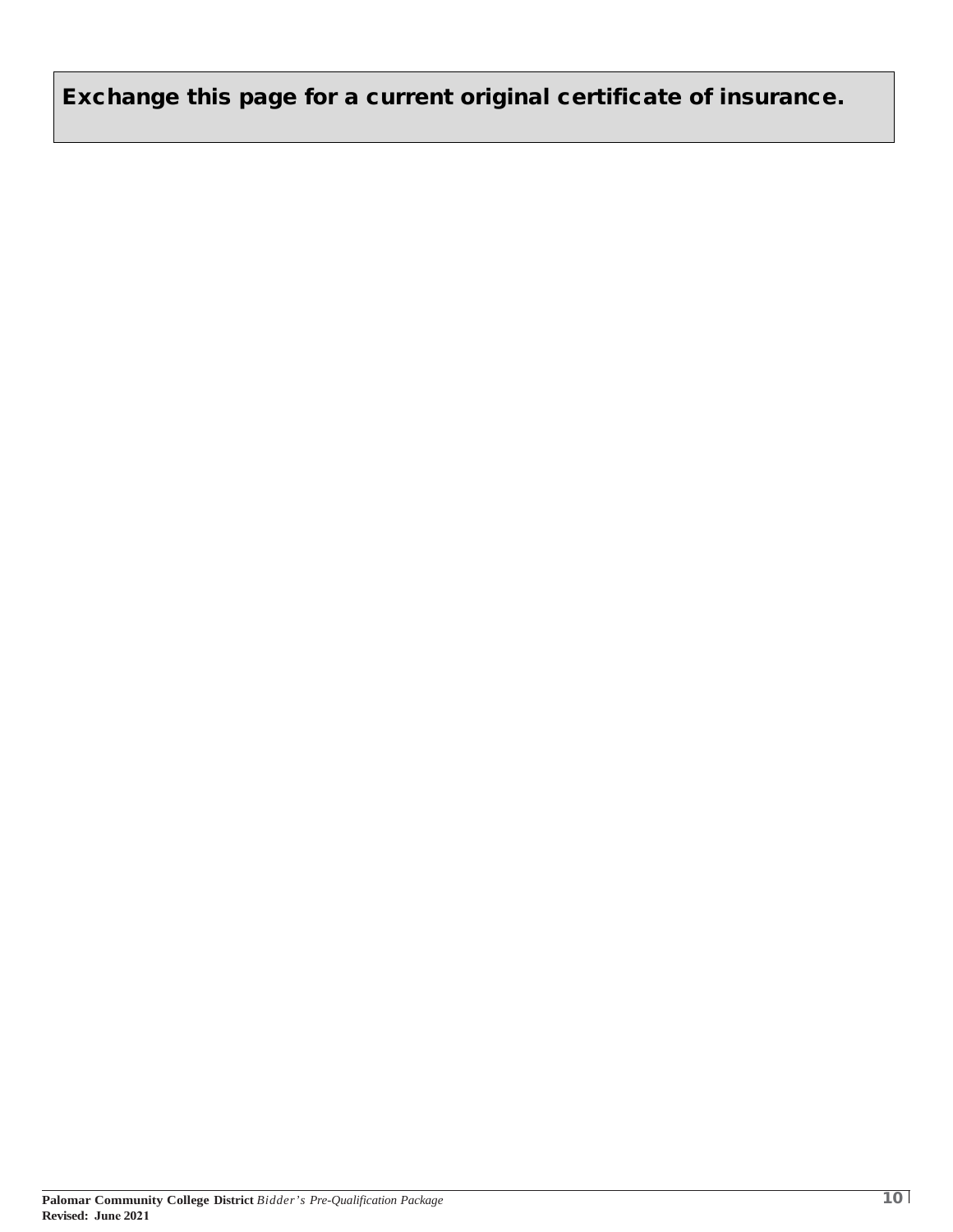**Exchange this page for a current original certificate of insurance.**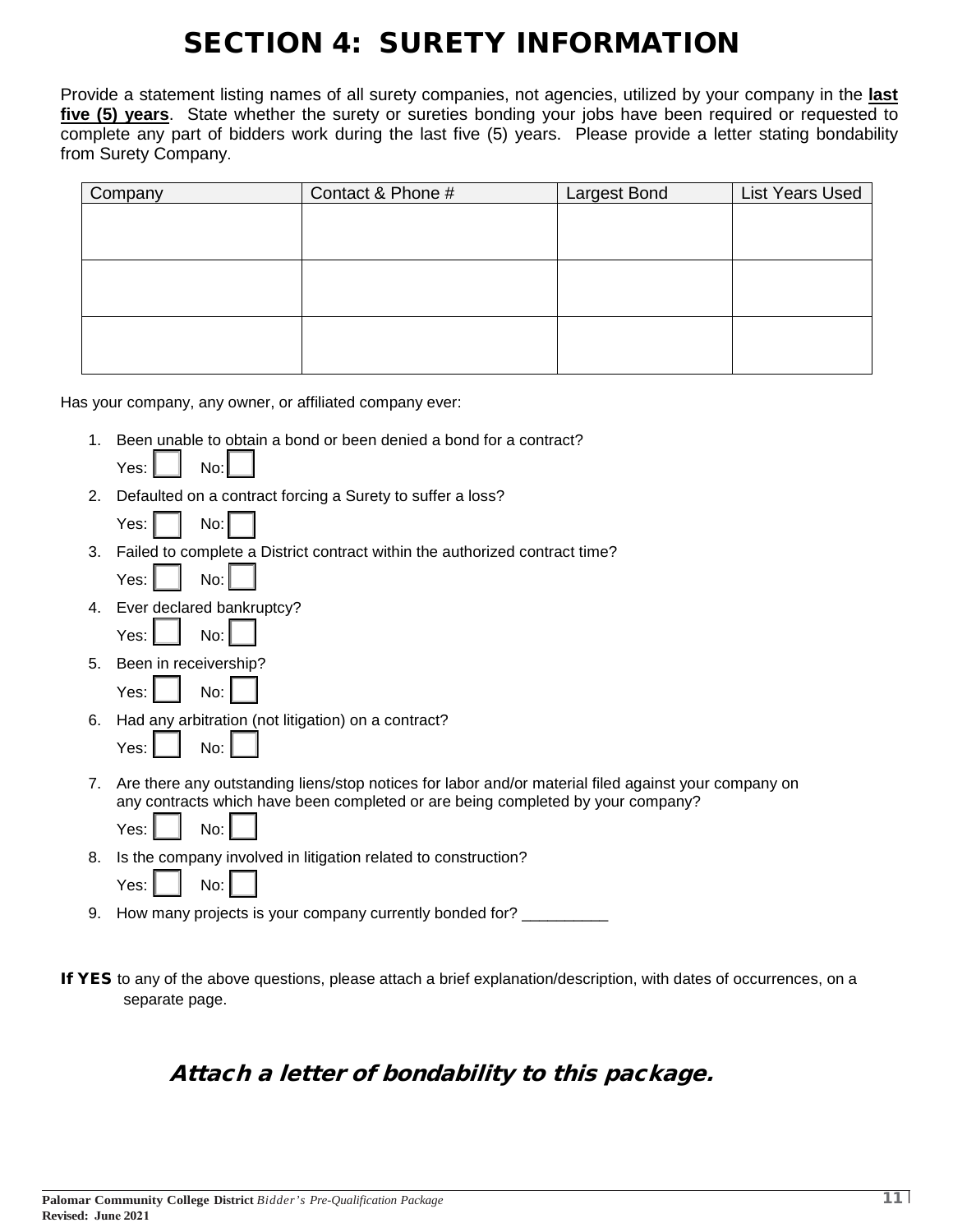# SECTION 4: SURETY INFORMATION

Provide a statement listing names of all surety companies, not agencies, utilized by your company in the **last five (5) years**. State whether the surety or sureties bonding your jobs have been required or requested to complete any part of bidders work during the last five (5) years. Please provide a letter stating bondability from Surety Company.

| Company | Contact & Phone # | Largest Bond | List Years Used |
|---|---|---|---|
| | | | |
| | | | |
| | | | |

Has your company, any owner, or affiliated company ever:

1. Been unable to obtain a bond or been denied a bond for a contract?
   Yes: ☐ No: ☐
2. Defaulted on a contract forcing a Surety to suffer a loss?
   Yes: ☐ No: ☐
3. Failed to complete a District contract within the authorized contract time?
   Yes: ☐ No: ☐
4. Ever declared bankruptcy?
   Yes: ☐ No: ☐
5. Been in receivership?
   Yes: ☐ No: ☐
6. Had any arbitration (not litigation) on a contract?
   Yes: ☐ No: ☐
7. Are there any outstanding liens/stop notices for labor and/or material filed against your company on any contracts which have been completed or are being completed by your company?
   Yes: ☐ No: ☐
8. Is the company involved in litigation related to construction?
   Yes: ☐ No: ☐
9. How many projects is your company currently bonded for? __________

**If YES** to any of the above questions, please attach a brief explanation/description, with dates of occurrences, on a separate page.

***Attach a letter of bondability to this package.***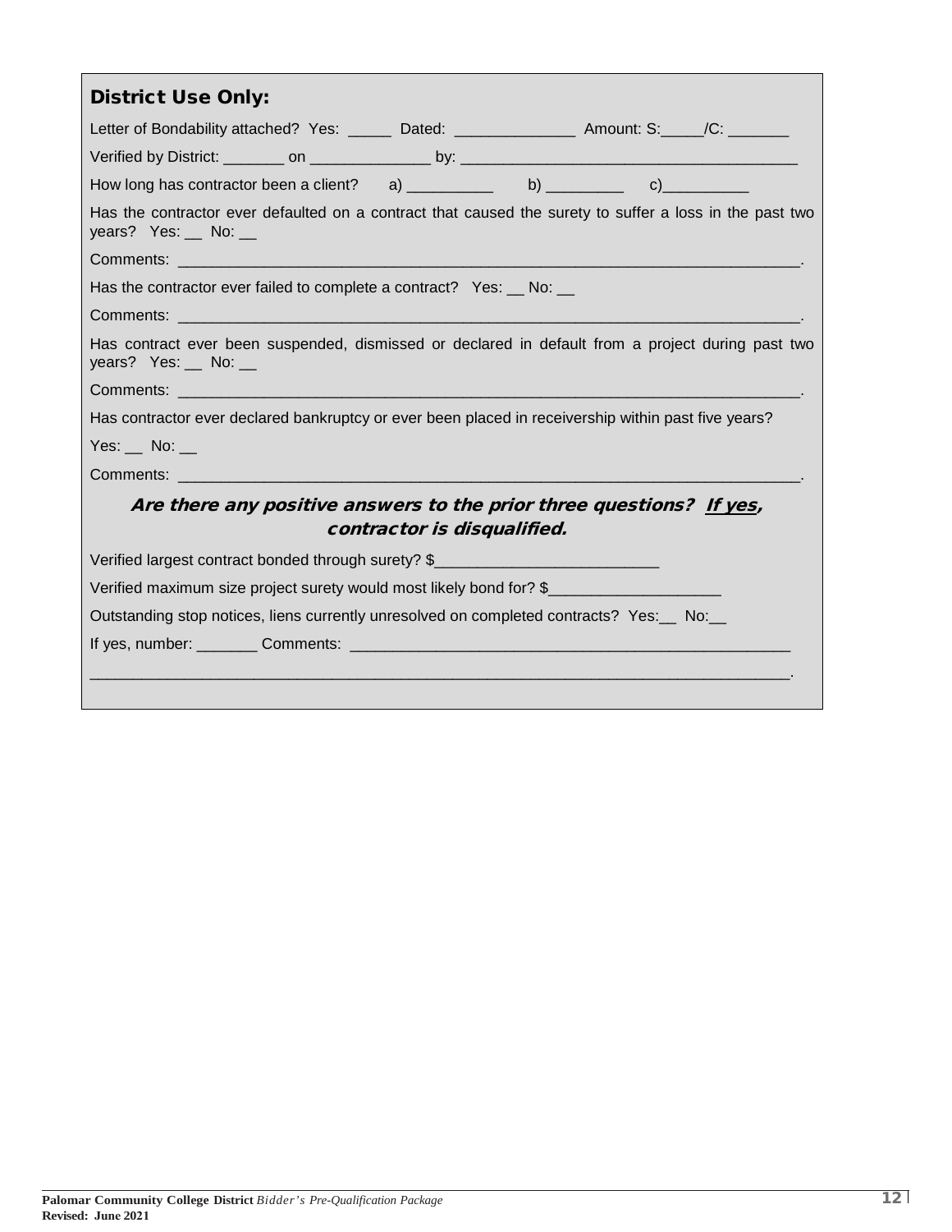### District Use Only:

Letter of Bondability attached? Yes: _____ Dated: ______________ Amount: S:_____/C: _______

Verified by District: _______ on ______________ by: _______________________________________

How long has contractor been a client? a) __________ b) _________ c)__________

Has the contractor ever defaulted on a contract that caused the surety to suffer a loss in the past two years? Yes: __ No: __

Comments: ________________________________________________________________________.

Has the contractor ever failed to complete a contract? Yes: __ No: __

Comments: ________________________________________________________________________.

Has contract ever been suspended, dismissed or declared in default from a project during past two years? Yes: __ No: __

Comments: ________________________________________________________________________.

Has contractor ever declared bankruptcy or ever been placed in receivership within past five years?

Yes: __ No: __

Comments: ________________________________________________________________________.

***Are there any positive answers to the prior three questions? <u>If yes</u>, contractor is disqualified.***

Verified largest contract bonded through surety? $_________________________

Verified maximum size project surety would most likely bond for? $___________________

Outstanding stop notices, liens currently unresolved on completed contracts? Yes:__ No:__

If yes, number: _______ Comments: __________________________________________________

_______________________________________________________________________________.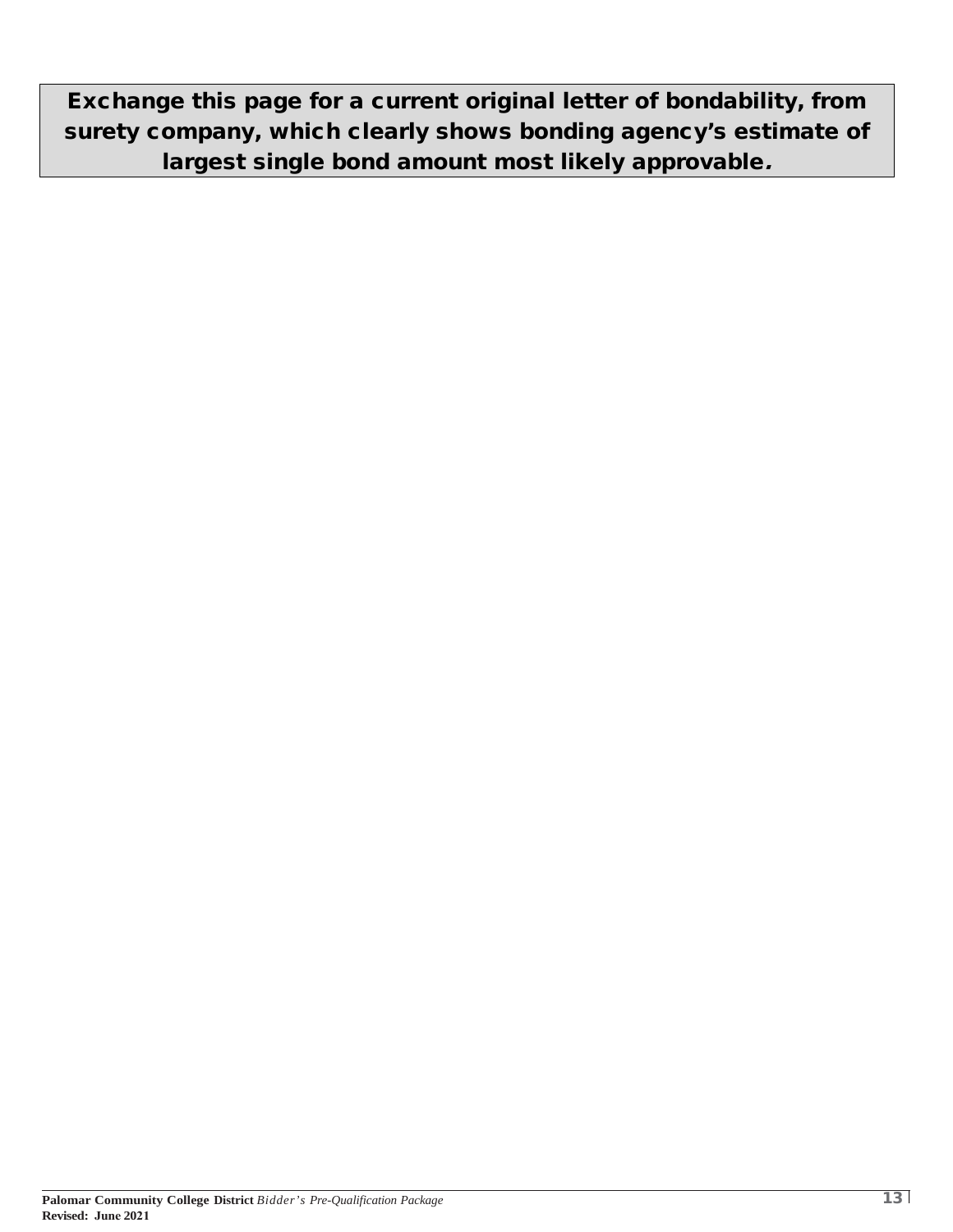**Exchange this page for a current original letter of bondability, from surety company, which clearly shows bonding agency's estimate of largest single bond amount most likely approvable.**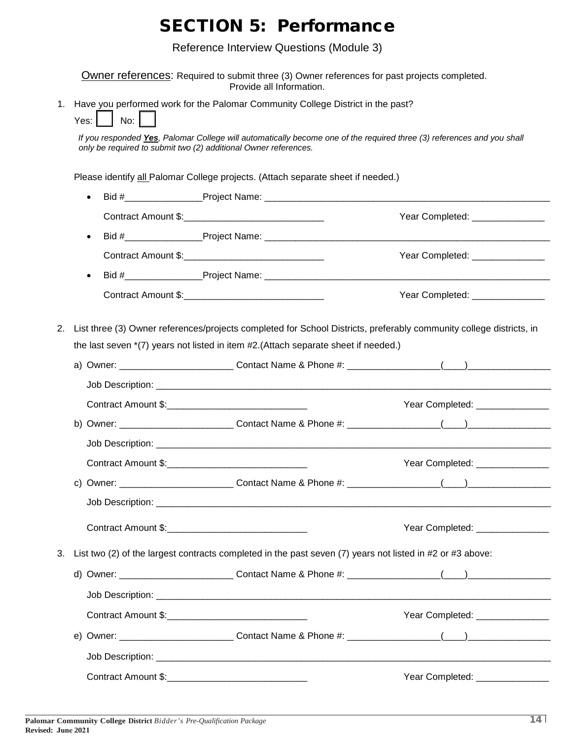# SECTION 5: Performance

Reference Interview Questions (Module 3)

Owner references: Required to submit three (3) Owner references for past projects completed. Provide all Information.

1. Have you performed work for the Palomar Community College District in the past?

   Yes: ☐ No: ☐

   *If you responded **Yes**, Palomar College will automatically become one of the required three (3) references and you shall only be required to submit two (2) additional Owner references.*

   Please identify all Palomar College projects. (Attach separate sheet if needed.)

   - Bid #_______________Project Name: ________________________________________________________

     Contract Amount $:___________________________ Year Completed: ______________

   - Bid #_______________Project Name: ________________________________________________________

     Contract Amount $:___________________________ Year Completed: ______________

   - Bid #_______________Project Name: ________________________________________________________

     Contract Amount $:___________________________ Year Completed: ______________

2. List three (3) Owner references/projects completed for School Districts, preferably community college districts, in the last seven *(7) years not listed in item #2.(Attach separate sheet if needed.)

   a) Owner: _____________________ Contact Name & Phone #: _________________(____)________________

      Job Description: ______________________________________________________________________________

      Contract Amount $:___________________________ Year Completed: ______________

   b) Owner: _____________________ Contact Name & Phone #: _________________(____)________________

      Job Description: ______________________________________________________________________________

      Contract Amount $:___________________________ Year Completed: ______________

   c) Owner: _____________________ Contact Name & Phone #: _________________(____)________________

      Job Description: ______________________________________________________________________________

      Contract Amount $:___________________________ Year Completed: ______________

3. List two (2) of the largest contracts completed in the past seven (7) years not listed in #2 or #3 above:

   d) Owner: _____________________ Contact Name & Phone #: _________________(____)________________

      Job Description: ______________________________________________________________________________

      Contract Amount $:___________________________ Year Completed: ______________

   e) Owner: _____________________ Contact Name & Phone #: _________________(____)________________

      Job Description: ______________________________________________________________________________

      Contract Amount $:___________________________ Year Completed: ______________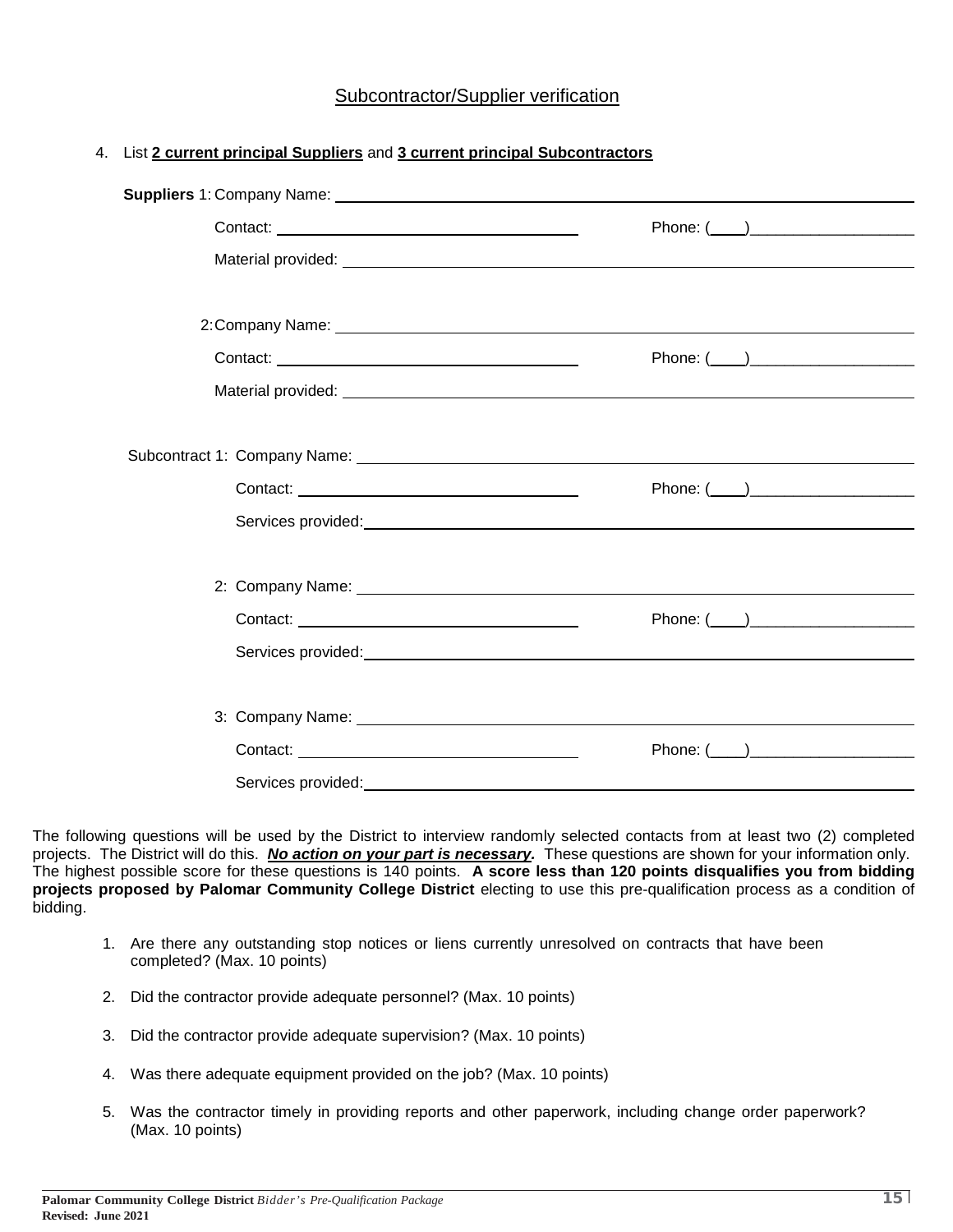## Subcontractor/Supplier verification

4. List **2 current principal Suppliers** and **3 current principal Subcontractors**

**Suppliers** 1: Company Name: ______________________________

Contact: ______________________________ Phone: (____)___________________

Material provided: ______________________________

2: Company Name: ______________________________

Contact: ______________________________ Phone: (____)___________________

Material provided: ______________________________

Subcontract 1: Company Name: ______________________________

Contact: ______________________________ Phone: (____)___________________

Services provided: ______________________________

2: Company Name: ______________________________

Contact: ______________________________ Phone: (____)___________________

Services provided: ______________________________

3: Company Name: ______________________________

Contact: ______________________________ Phone: (____)___________________

Services provided: ______________________________

The following questions will be used by the District to interview randomly selected contacts from at least two (2) completed projects. The District will do this. ***No action on your part is necessary.*** These questions are shown for your information only. The highest possible score for these questions is 140 points. **A score less than 120 points disqualifies you from bidding projects proposed by Palomar Community College District** electing to use this pre-qualification process as a condition of bidding.

1. Are there any outstanding stop notices or liens currently unresolved on contracts that have been completed? (Max. 10 points)
2. Did the contractor provide adequate personnel? (Max. 10 points)
3. Did the contractor provide adequate supervision? (Max. 10 points)
4. Was there adequate equipment provided on the job? (Max. 10 points)
5. Was the contractor timely in providing reports and other paperwork, including change order paperwork? (Max. 10 points)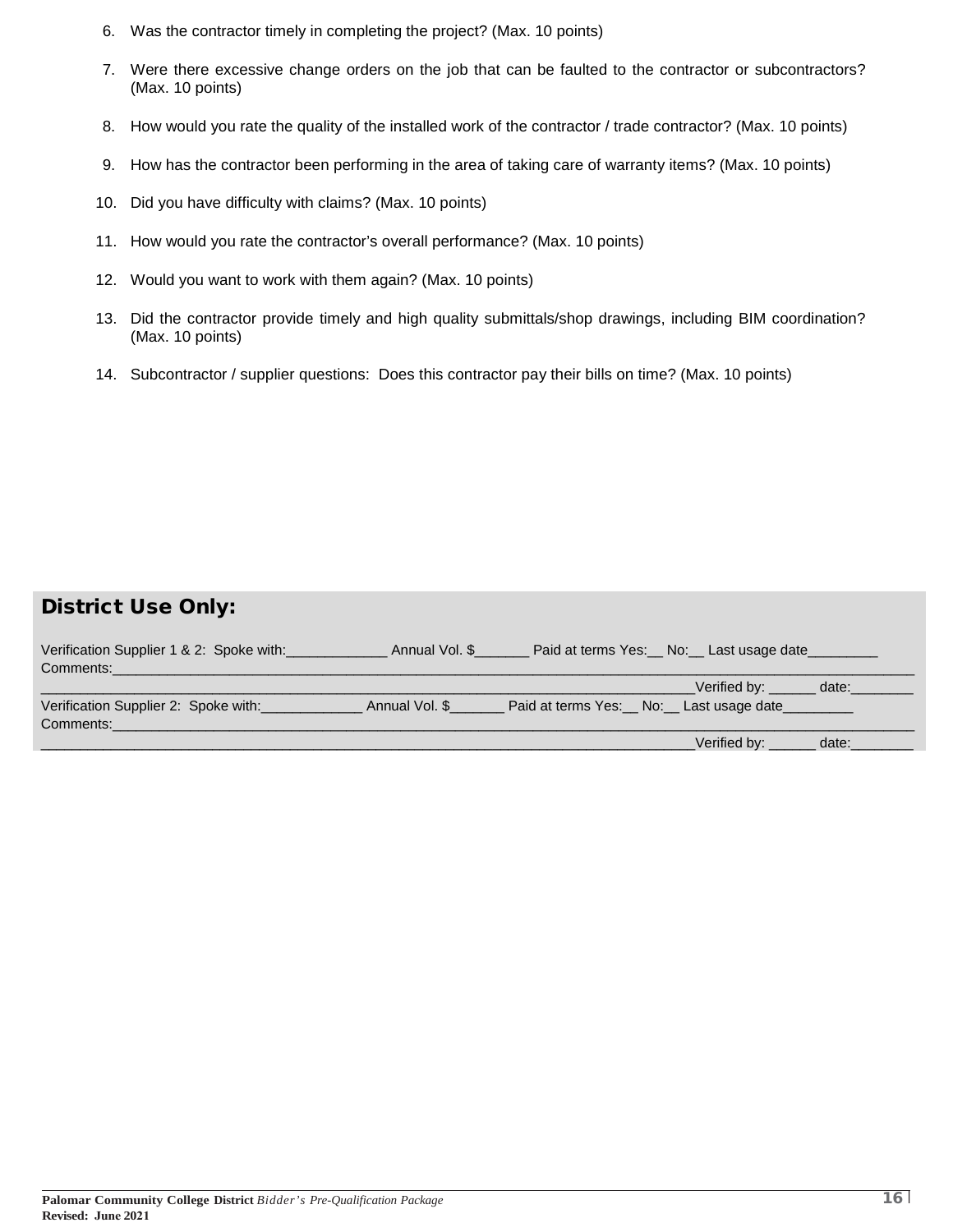6. Was the contractor timely in completing the project? (Max. 10 points)

7. Were there excessive change orders on the job that can be faulted to the contractor or subcontractors? (Max. 10 points)

8. How would you rate the quality of the installed work of the contractor / trade contractor? (Max. 10 points)

9. How has the contractor been performing in the area of taking care of warranty items? (Max. 10 points)

10. Did you have difficulty with claims? (Max. 10 points)

11. How would you rate the contractor's overall performance? (Max. 10 points)

12. Would you want to work with them again? (Max. 10 points)

13. Did the contractor provide timely and high quality submittals/shop drawings, including BIM coordination? (Max. 10 points)

14. Subcontractor / supplier questions: Does this contractor pay their bills on time? (Max. 10 points)

## District Use Only:

Verification Supplier 1 & 2: Spoke with:_____________ Annual Vol. $_______ Paid at terms Yes:__ No:__ Last usage date_________
Comments:______________________________________________________________________________________________________
_______________________________________________________________________________Verified by: ______ date:________

Verification Supplier 2: Spoke with:_____________ Annual Vol. $_______ Paid at terms Yes:__ No:__ Last usage date_________
Comments:______________________________________________________________________________________________________
_______________________________________________________________________________Verified by: ______ date:________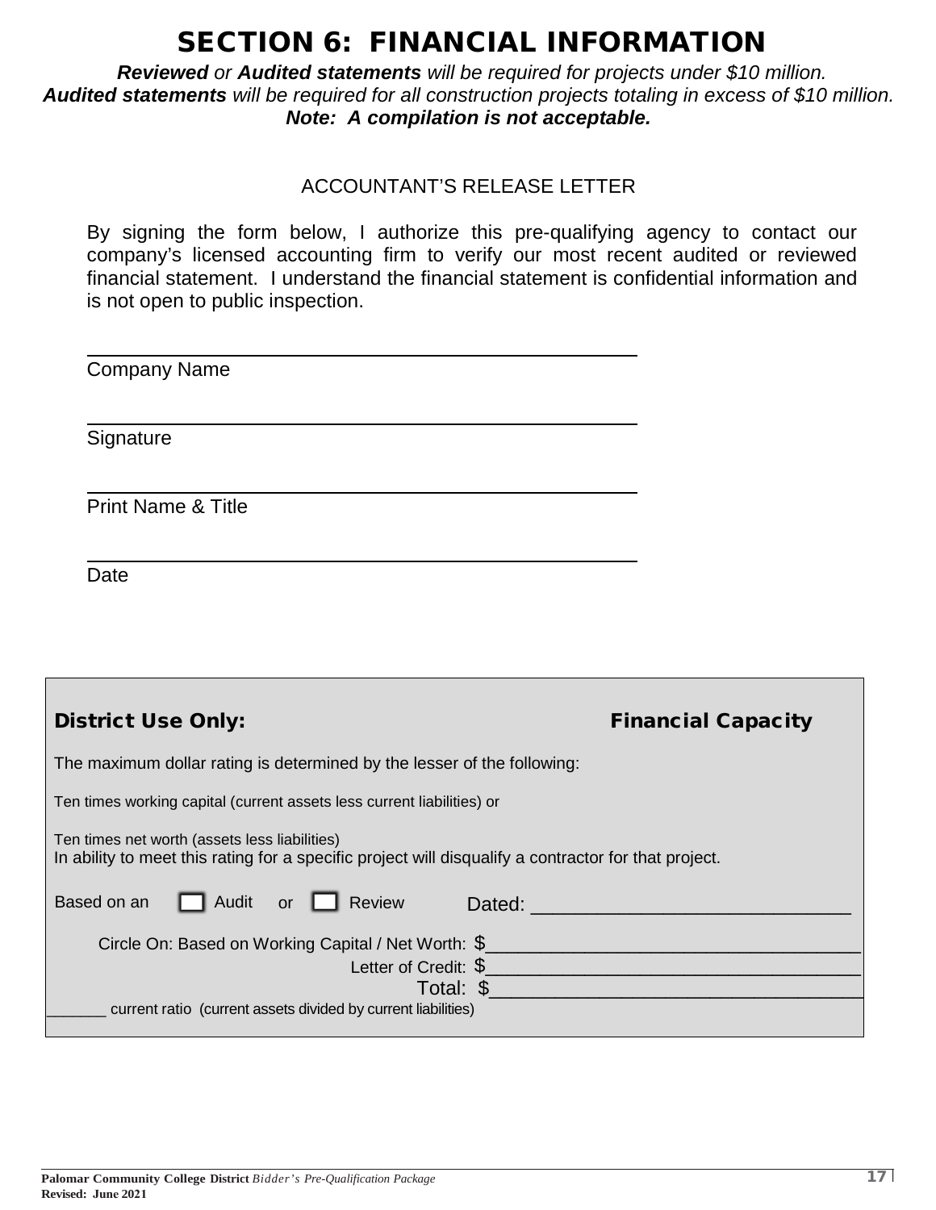# SECTION 6: FINANCIAL INFORMATION

***Reviewed** or **Audited statements** will be required for projects under $10 million.*
***Audited statements** will be required for all construction projects totaling in excess of $10 million.*
***Note: A compilation is not acceptable.***

ACCOUNTANT'S RELEASE LETTER

By signing the form below, I authorize this pre-qualifying agency to contact our company's licensed accounting firm to verify our most recent audited or reviewed financial statement. I understand the financial statement is confidential information and is not open to public inspection.

______________________________________________
Company Name

______________________________________________
Signature

______________________________________________
Print Name & Title

______________________________________________
Date

---

**District Use Only:** **Financial Capacity**

The maximum dollar rating is determined by the lesser of the following:

Ten times working capital (current assets less current liabilities) or

Ten times net worth (assets less liabilities)
In ability to meet this rating for a specific project will disqualify a contractor for that project.

Based on an ☐ Audit or ☐ Review Dated: ______________________________

Circle On: Based on Working Capital / Net Worth: $____________________________________

Letter of Credit: $____________________________________

Total: $____________________________________

_______ current ratio (current assets divided by current liabilities)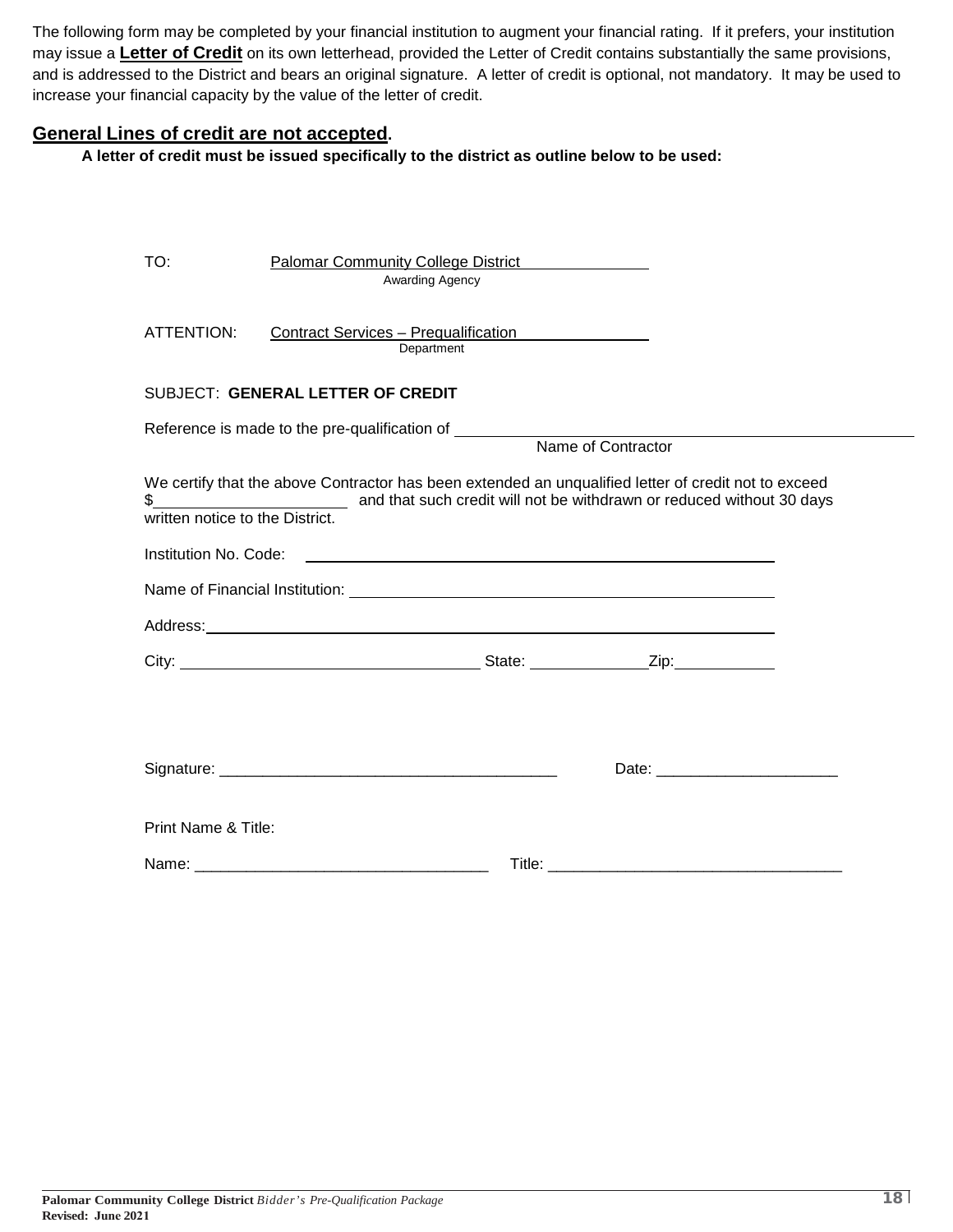The following form may be completed by your financial institution to augment your financial rating. If it prefers, your institution may issue a **Letter of Credit** on its own letterhead, provided the Letter of Credit contains substantially the same provisions, and is addressed to the District and bears an original signature. A letter of credit is optional, not mandatory. It may be used to increase your financial capacity by the value of the letter of credit.

## General Lines of credit are not accepted.

**A letter of credit must be issued specifically to the district as outline below to be used:**

TO: Palomar Community College District
Awarding Agency

ATTENTION: Contract Services – Prequalification
Department

SUBJECT: **GENERAL LETTER OF CREDIT**

Reference is made to the pre-qualification of ______________________________
Name of Contractor

We certify that the above Contractor has been extended an unqualified letter of credit not to exceed $______________________ and that such credit will not be withdrawn or reduced without 30 days written notice to the District.

Institution No. Code: ______________________________

Name of Financial Institution: ______________________________

Address: ______________________________

City: ______________________ State: ____________ Zip: ___________

Signature: ______________________________________ Date: ____________________

Print Name & Title:

Name: _________________________________ Title: _________________________________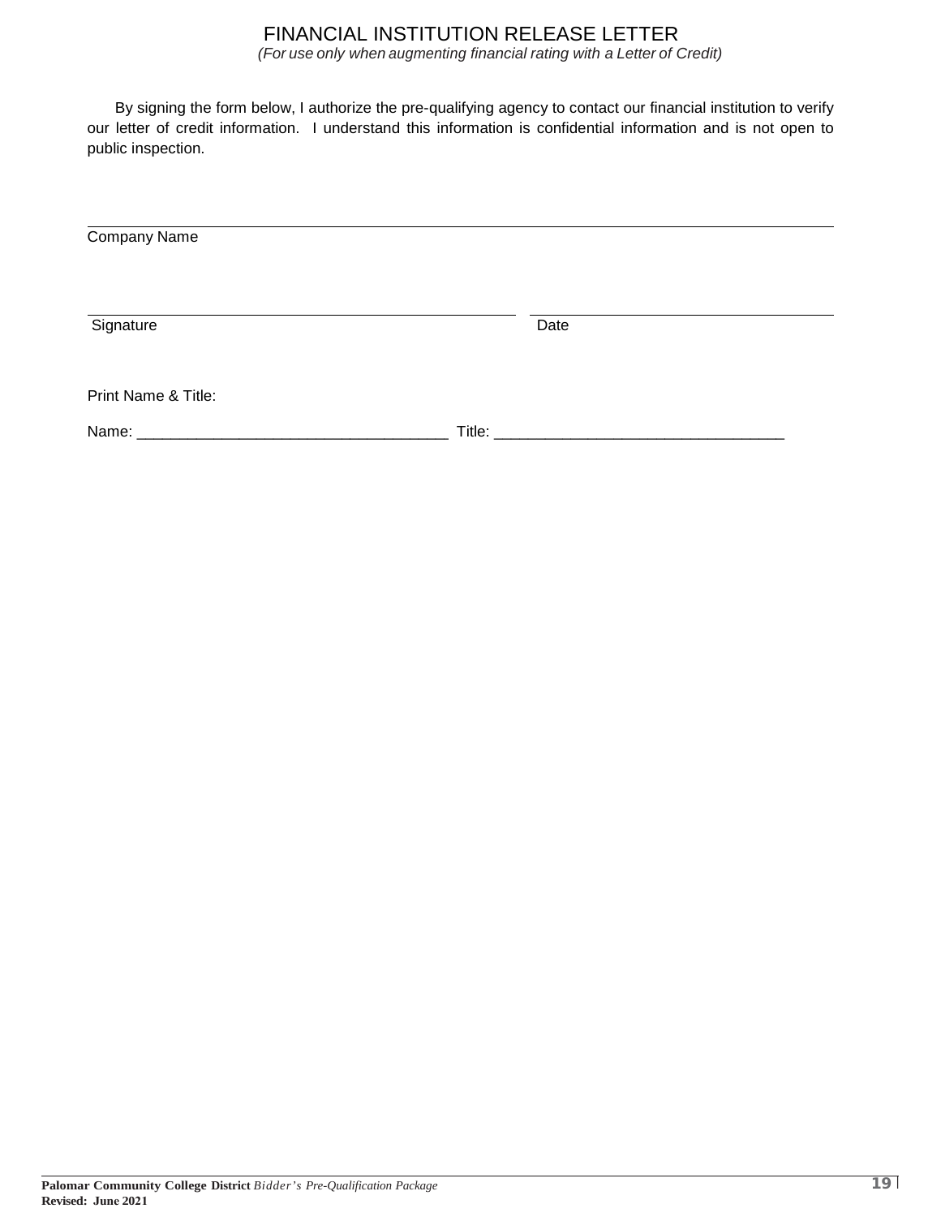# FINANCIAL INSTITUTION RELEASE LETTER

*(For use only when augmenting financial rating with a Letter of Credit)*

By signing the form below, I authorize the pre-qualifying agency to contact our financial institution to verify our letter of credit information. I understand this information is confidential information and is not open to public inspection.

\_\_\_\_\_\_\_\_\_\_\_\_\_\_\_\_\_\_\_\_\_\_\_\_\_\_\_\_\_\_\_\_\_\_\_\_\_\_\_\_\_\_\_\_\_\_\_\_\_\_\_\_\_\_\_\_\_\_\_\_\_\_\_\_\_\_\_\_\_\_

Company Name

\_\_\_\_\_\_\_\_\_\_\_\_\_\_\_\_\_\_\_\_\_\_\_\_\_\_\_\_\_\_\_\_\_\_\_\_\_\_\_\_ \_\_\_\_\_\_\_\_\_\_\_\_\_\_\_\_\_\_\_\_\_\_\_\_\_\_\_\_

Signature Date

Print Name & Title:

Name: \_\_\_\_\_\_\_\_\_\_\_\_\_\_\_\_\_\_\_\_\_\_\_\_\_\_\_\_\_\_\_\_\_\_\_\_\_ Title: \_\_\_\_\_\_\_\_\_\_\_\_\_\_\_\_\_\_\_\_\_\_\_\_\_\_\_\_\_\_\_\_\_\_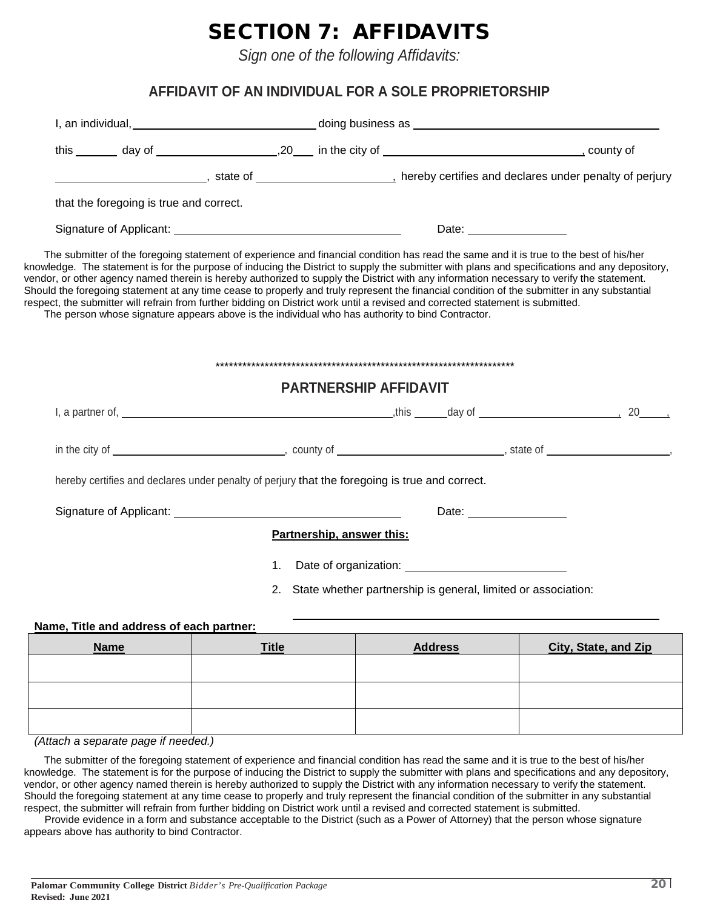# SECTION 7: AFFIDAVITS

*Sign one of the following Affidavits:*

## AFFIDAVIT OF AN INDIVIDUAL FOR A SOLE PROPRIETORSHIP

I, an individual, ______________________________ doing business as ________________________________________

this _______ day of ____________________,20___ in the city of ________________________________, county of

________________________, state of ______________________, hereby certifies and declares under penalty of perjury

that the foregoing is true and correct.

Signature of Applicant: ____________________________________ Date: ________________

The submitter of the foregoing statement of experience and financial condition has read the same and it is true to the best of his/her knowledge. The statement is for the purpose of inducing the District to supply the submitter with plans and specifications and any depository, vendor, or other agency named therein is hereby authorized to supply the District with any information necessary to verify the statement. Should the foregoing statement at any time cease to properly and truly represent the financial condition of the submitter in any substantial respect, the submitter will refrain from further bidding on District work until a revised and corrected statement is submitted.

The person whose signature appears above is the individual who has authority to bind Contractor.

**********************************************************************

## PARTNERSHIP AFFIDAVIT

I, a partner of, ________________________________________________,this ______day of ________________________, 20_____,

in the city of ______________________________, county of ______________________________, state of ______________________,

hereby certifies and declares under penalty of perjury that the foregoing is true and correct.

Signature of Applicant: ____________________________________ Date: ________________

**Partnership, answer this:**

1. Date of organization: ____________________________

2. State whether partnership is general, limited or association:

____________________________________________________________

**Name, Title and address of each partner:**

| Name | Title | Address | City, State, and Zip |
|---|---|---|---|
| | | | |
| | | | |
| | | | |

*(Attach a separate page if needed.)*

The submitter of the foregoing statement of experience and financial condition has read the same and it is true to the best of his/her knowledge. The statement is for the purpose of inducing the District to supply the submitter with plans and specifications and any depository, vendor, or other agency named therein is hereby authorized to supply the District with any information necessary to verify the statement. Should the foregoing statement at any time cease to properly and truly represent the financial condition of the submitter in any substantial respect, the submitter will refrain from further bidding on District work until a revised and corrected statement is submitted.

Provide evidence in a form and substance acceptable to the District (such as a Power of Attorney) that the person whose signature appears above has authority to bind Contractor.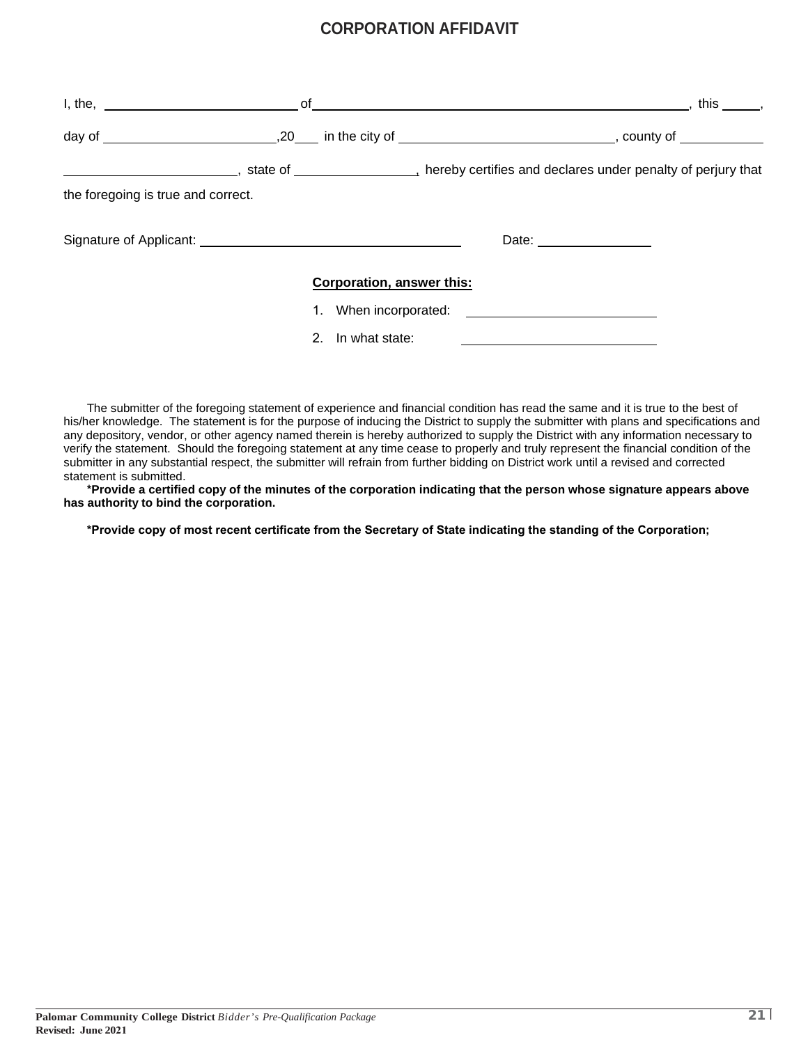# CORPORATION AFFIDAVIT

I, the, ____________________________ of ________________________________________________________, this _____, day of _________________________,20___ in the city of _______________________________, county of ____________ _________________________, state of _________________, hereby certifies and declares under penalty of perjury that the foregoing is true and correct.

Signature of Applicant: ______________________________________ Date: ________________

**Corporation, answer this:**

1. When incorporated: ____________________________
2. In what state: ____________________________

The submitter of the foregoing statement of experience and financial condition has read the same and it is true to the best of his/her knowledge. The statement is for the purpose of inducing the District to supply the submitter with plans and specifications and any depository, vendor, or other agency named therein is hereby authorized to supply the District with any information necessary to verify the statement. Should the foregoing statement at any time cease to properly and truly represent the financial condition of the submitter in any substantial respect, the submitter will refrain from further bidding on District work until a revised and corrected statement is submitted.

**\*Provide a certified copy of the minutes of the corporation indicating that the person whose signature appears above has authority to bind the corporation.**

**\*Provide copy of most recent certificate from the Secretary of State indicating the standing of the Corporation;**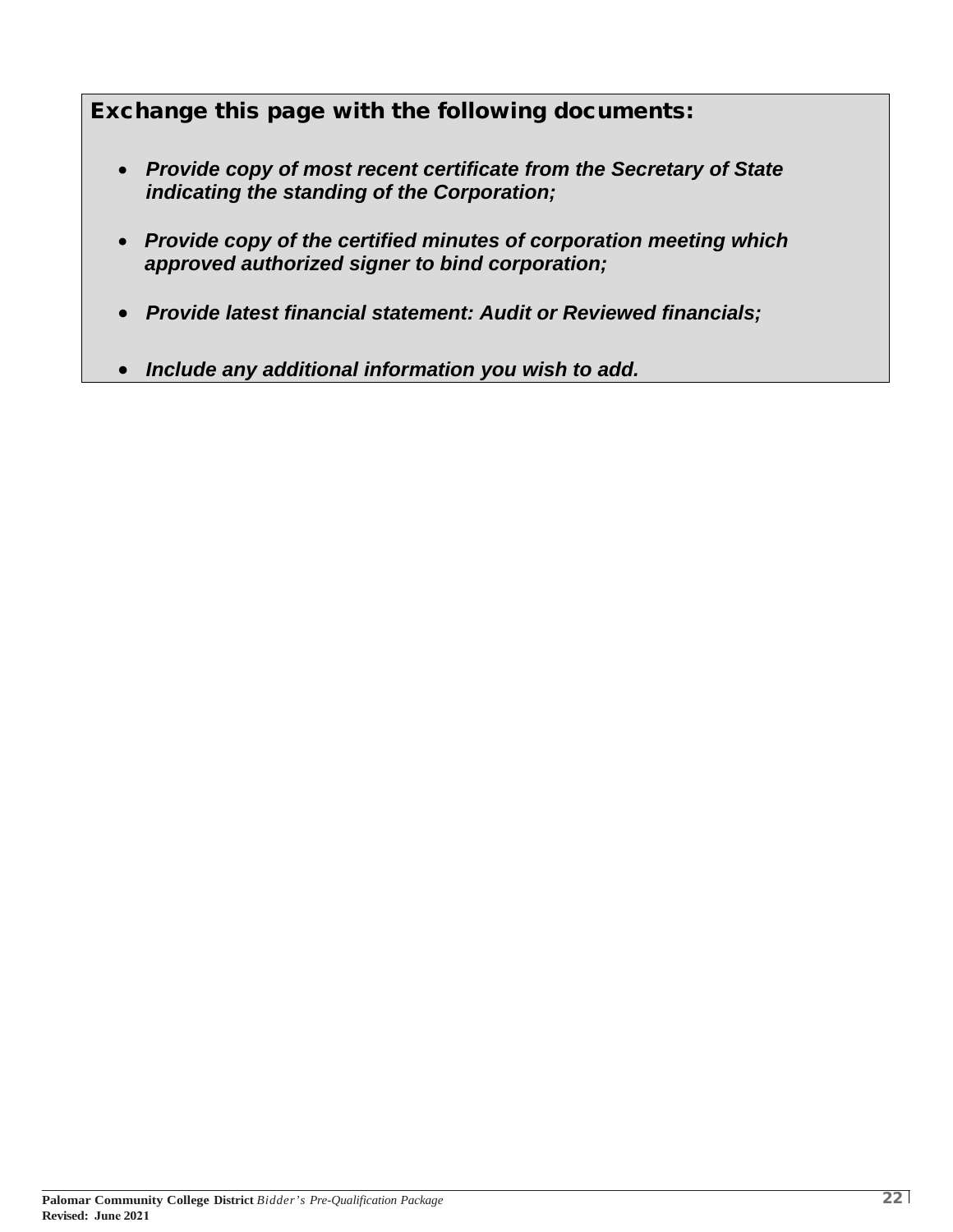## Exchange this page with the following documents:

- ***Provide copy of most recent certificate from the Secretary of State indicating the standing of the Corporation;***
- ***Provide copy of the certified minutes of corporation meeting which approved authorized signer to bind corporation;***
- ***Provide latest financial statement: Audit or Reviewed financials;***
- ***Include any additional information you wish to add.***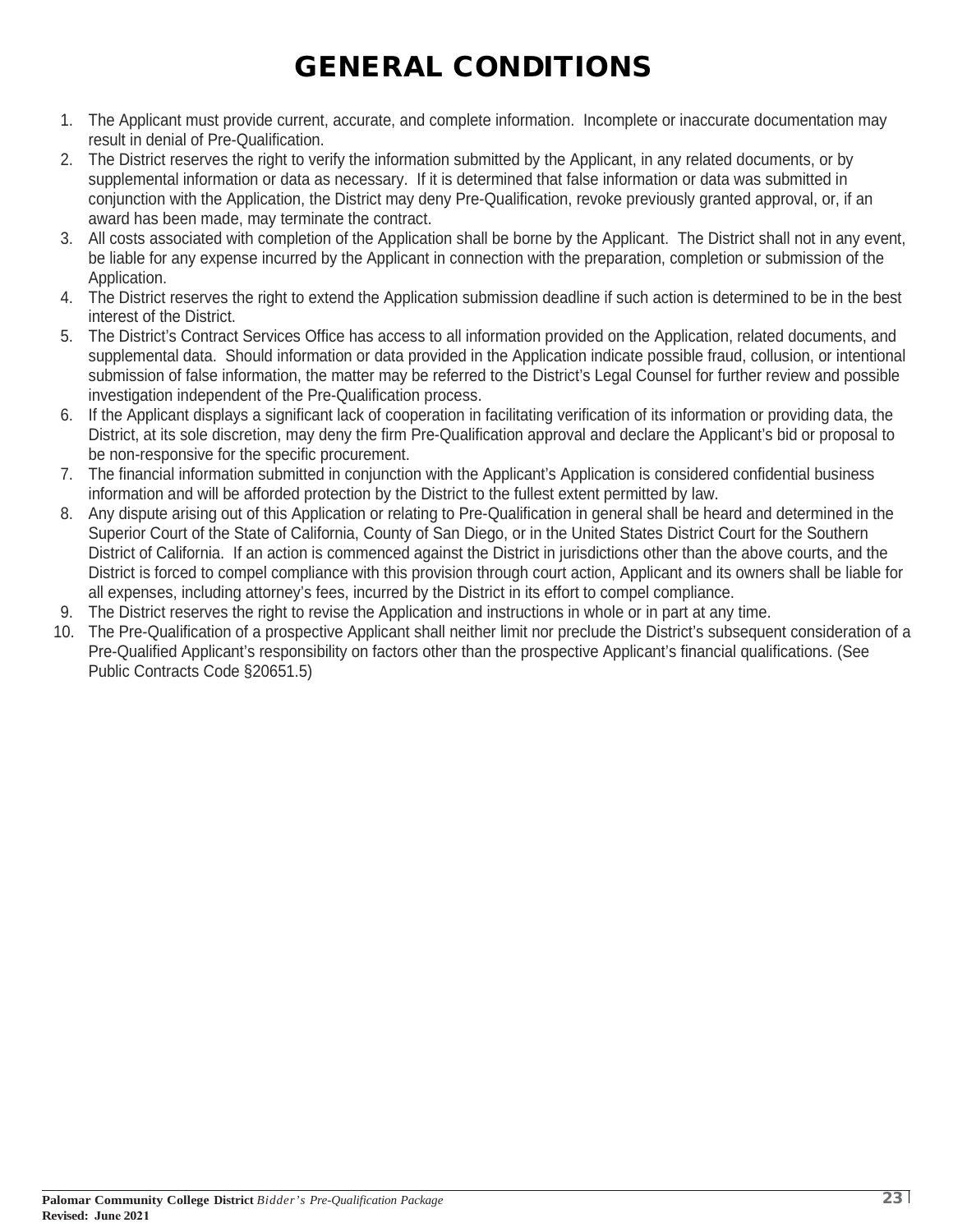# GENERAL CONDITIONS

1. The Applicant must provide current, accurate, and complete information. Incomplete or inaccurate documentation may result in denial of Pre-Qualification.
2. The District reserves the right to verify the information submitted by the Applicant, in any related documents, or by supplemental information or data as necessary. If it is determined that false information or data was submitted in conjunction with the Application, the District may deny Pre-Qualification, revoke previously granted approval, or, if an award has been made, may terminate the contract.
3. All costs associated with completion of the Application shall be borne by the Applicant. The District shall not in any event, be liable for any expense incurred by the Applicant in connection with the preparation, completion or submission of the Application.
4. The District reserves the right to extend the Application submission deadline if such action is determined to be in the best interest of the District.
5. The District's Contract Services Office has access to all information provided on the Application, related documents, and supplemental data. Should information or data provided in the Application indicate possible fraud, collusion, or intentional submission of false information, the matter may be referred to the District's Legal Counsel for further review and possible investigation independent of the Pre-Qualification process.
6. If the Applicant displays a significant lack of cooperation in facilitating verification of its information or providing data, the District, at its sole discretion, may deny the firm Pre-Qualification approval and declare the Applicant's bid or proposal to be non-responsive for the specific procurement.
7. The financial information submitted in conjunction with the Applicant's Application is considered confidential business information and will be afforded protection by the District to the fullest extent permitted by law.
8. Any dispute arising out of this Application or relating to Pre-Qualification in general shall be heard and determined in the Superior Court of the State of California, County of San Diego, or in the United States District Court for the Southern District of California. If an action is commenced against the District in jurisdictions other than the above courts, and the District is forced to compel compliance with this provision through court action, Applicant and its owners shall be liable for all expenses, including attorney's fees, incurred by the District in its effort to compel compliance.
9. The District reserves the right to revise the Application and instructions in whole or in part at any time.
10. The Pre-Qualification of a prospective Applicant shall neither limit nor preclude the District's subsequent consideration of a Pre-Qualified Applicant's responsibility on factors other than the prospective Applicant's financial qualifications. (See Public Contracts Code §20651.5)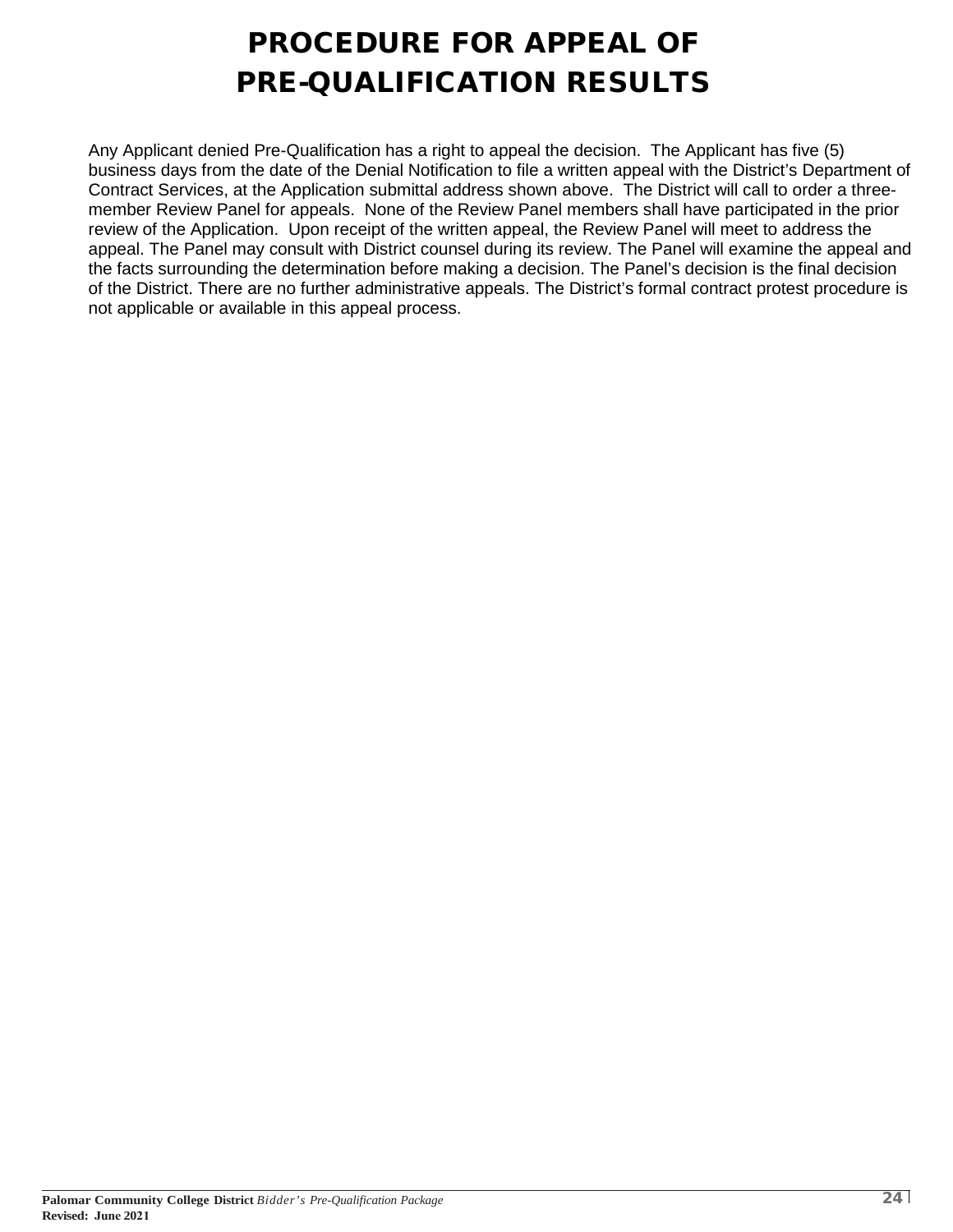# PROCEDURE FOR APPEAL OF PRE-QUALIFICATION RESULTS

Any Applicant denied Pre-Qualification has a right to appeal the decision. The Applicant has five (5) business days from the date of the Denial Notification to file a written appeal with the District's Department of Contract Services, at the Application submittal address shown above. The District will call to order a three-member Review Panel for appeals. None of the Review Panel members shall have participated in the prior review of the Application. Upon receipt of the written appeal, the Review Panel will meet to address the appeal. The Panel may consult with District counsel during its review. The Panel will examine the appeal and the facts surrounding the determination before making a decision. The Panel's decision is the final decision of the District. There are no further administrative appeals. The District's formal contract protest procedure is not applicable or available in this appeal process.